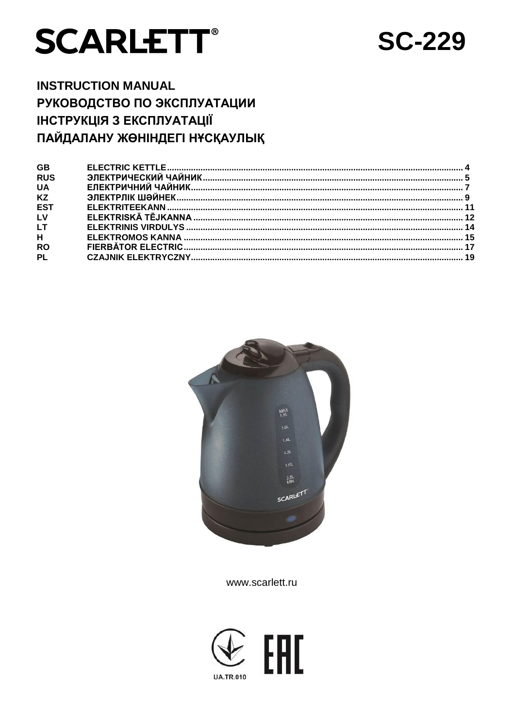# SCARLETT®

# SC-229

## INSTRUCTION MANUAL
## РУКОВОДСТВО ПО ЭКСПЛУАТАЦИИ
## ІНСТРУКЦІЯ З ЕКСПЛУАТАЦІЇ
## ПАЙДАЛАНУ ЖӨНІНДЕГІ НҰСҚАУЛЫҚ

| | | |
|---|---|---|
| **GB** | **ELECTRIC KETTLE** | **4** |
| **RUS** | **ЭЛЕКТРИЧЕСКИЙ ЧАЙНИК** | **5** |
| **UA** | **ЕЛЕКТРИЧНИЙ ЧАЙНИК** | **7** |
| **KZ** | **ЭЛЕКТРЛІК ШӘЙНЕК** | **9** |
| **EST** | **ELEKTRITEEKANN** | **11** |
| **LV** | **ELEKTRISKĀ TĒJKANNA** | **12** |
| **LT** | **ELEKTRINIS VIRDULYS** | **14** |
| **H** | **ELEKTROMOS KANNA** | **15** |
| **RO** | **FIERBĂTOR ELECTRIC** | **17** |
| **PL** | **CZAJNIK ELEKTRYCZNY** | **19** |

www.scarlett.ru

UA.TR.010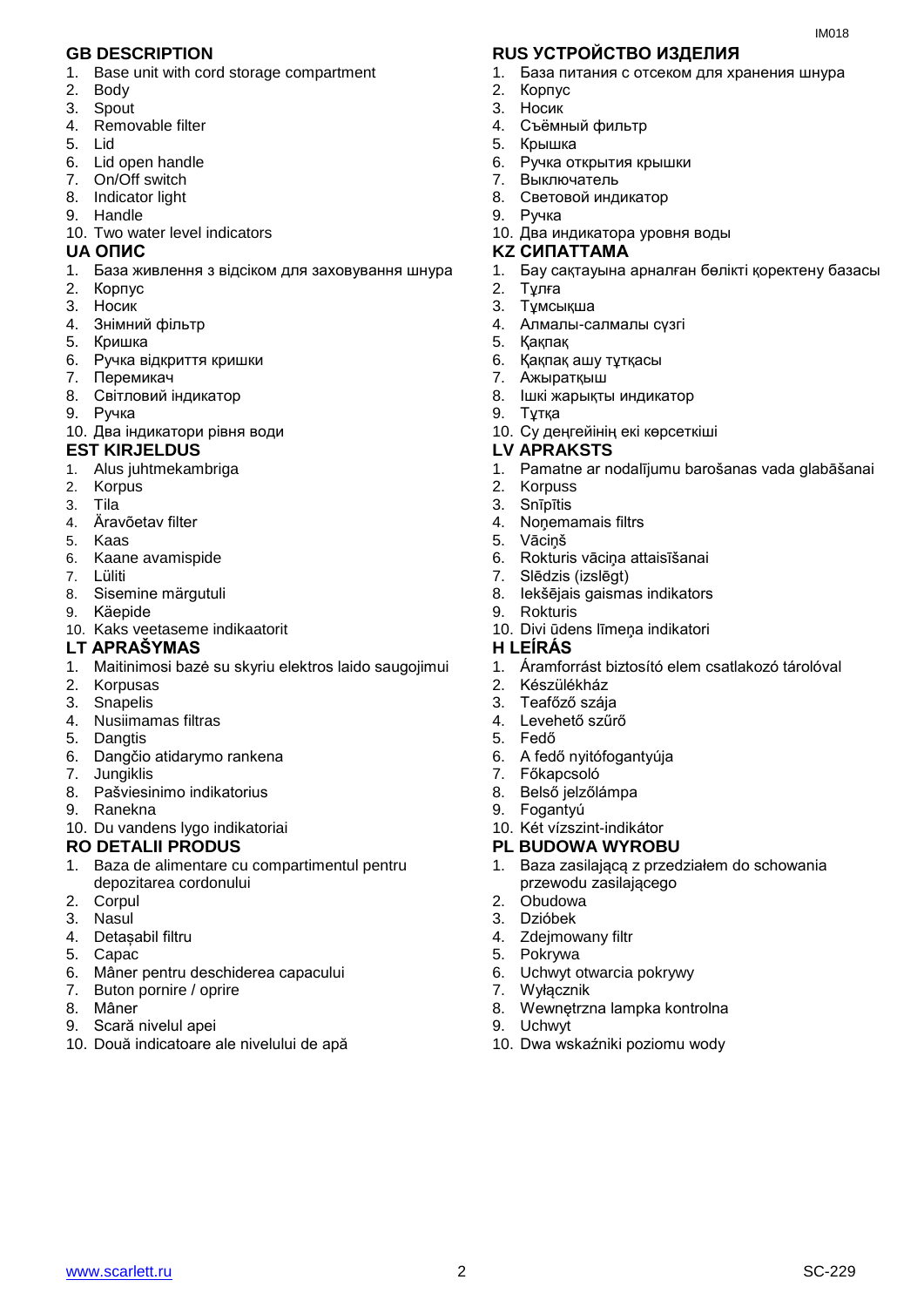## GB DESCRIPTION

1. Base unit with cord storage compartment
2. Body
3. Spout
4. Removable filter
5. Lid
6. Lid open handle
7. On/Off switch
8. Indicator light
9. Handle
10. Two water level indicators

## UA ОПИС

1. База живлення з відсіком для заховування шнура
2. Корпус
3. Носик
4. Знімний фільтр
5. Кришка
6. Ручка відкриття кришки
7. Перемикач
8. Світловий індикатор
9. Ручка
10. Два індикатори рівня води

## EST KIRJELDUS

1. Alus juhtmekambriga
2. Korpus
3. Tila
4. Äravõetav filter
5. Kaas
6. Kaane avamispide
7. Lüliti
8. Sisemine märgutuli
9. Käepide
10. Kaks veetaseme indikaatorit

## LT APRAŠYMAS

1. Maitinimosi bazė su skyriu elektros laido saugojimui
2. Korpusas
3. Snapelis
4. Nusiimamas filtras
5. Dangtis
6. Dangčio atidarymo rankena
7. Jungiklis
8. Pašviesinimo indikatorius
9. Ranekna
10. Du vandens lygo indikatoriai

## RO DETALII PRODUS

1. Baza de alimentare cu compartimentul pentru depozitarea cordonului
2. Corpul
3. Nasul
4. Detașabil filtru
5. Capac
6. Mâner pentru deschiderea capacului
7. Buton pornire / oprire
8. Mâner
9. Scară nivelul apei
10. Două indicatoare ale nivelului de apă

## RUS УСТРОЙСТВО ИЗДЕЛИЯ

1. База питания с отсеком для хранения шнура
2. Корпус
3. Носик
4. Съёмный фильтр
5. Крышка
6. Ручка открытия крышки
7. Выключатель
8. Световой индикатор
9. Ручка
10. Два индикатора уровня воды

## KZ СИПАТТАМА

1. Бау сақтауына арналған бөлікті қоректену базасы
2. Тұлға
3. Тұмсықша
4. Алмалы-салмалы сүзгі
5. Қақпақ
6. Қақпақ ашу тұтқасы
7. Ажыратқыш
8. Ішкі жарықты индикатор
9. Тұтқа
10. Су деңгейінің екі көрсеткіші

## LV APRAKSTS

1. Pamatne ar nodalījumu barošanas vada glabāšanai
2. Korpuss
3. Snīpītis
4. Noņemamais filtrs
5. Vāciņš
6. Rokturis vāciņa attaisīšanai
7. Slēdzis (izslēgt)
8. Iekšējais gaismas indikators
9. Rokturis
10. Divi ūdens līmeņa indikatori

## H LEÍRÁS

1. Áramforrást biztosító elem csatlakozó tárolóval
2. Készülékház
3. Teafőző szája
4. Levehető szűrő
5. Fedő
6. A fedő nyitófogantyúja
7. Főkapcsoló
8. Belső jelzőlámpa
9. Fogantyú
10. Két vízszint-indikátor

## PL BUDOWA WYROBU

1. Baza zasilającą z przedziałem do schowania przewodu zasilającego
2. Obudowa
3. Dzióbek
4. Zdejmowany filtr
5. Pokrywa
6. Uchwyt otwarcia pokrywy
7. Wyłącznik
8. Wewnętrzna lampka kontrolna
9. Uchwyt
10. Dwa wskaźniki poziomu wody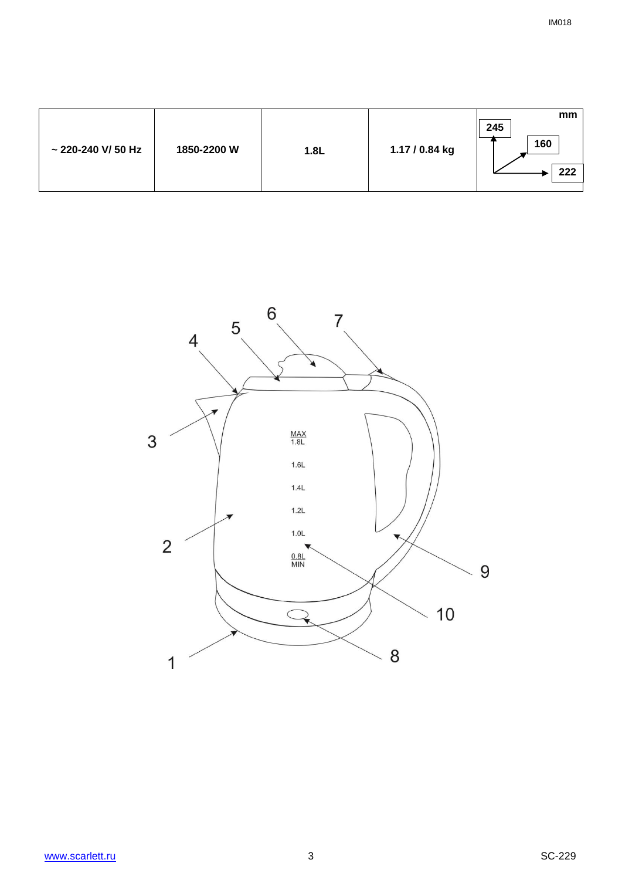| ~ 220-240 V/ 50 Hz | 1850-2200 W | 1.8L | 1.17 / 0.84 kg | mm 245 160 222 |
|---|---|---|---|---|

MAX 1.8L
1.6L
1.4L
1.2L
1.0L
0.8L MIN

1 2 3 4 5 6 7 8 9 10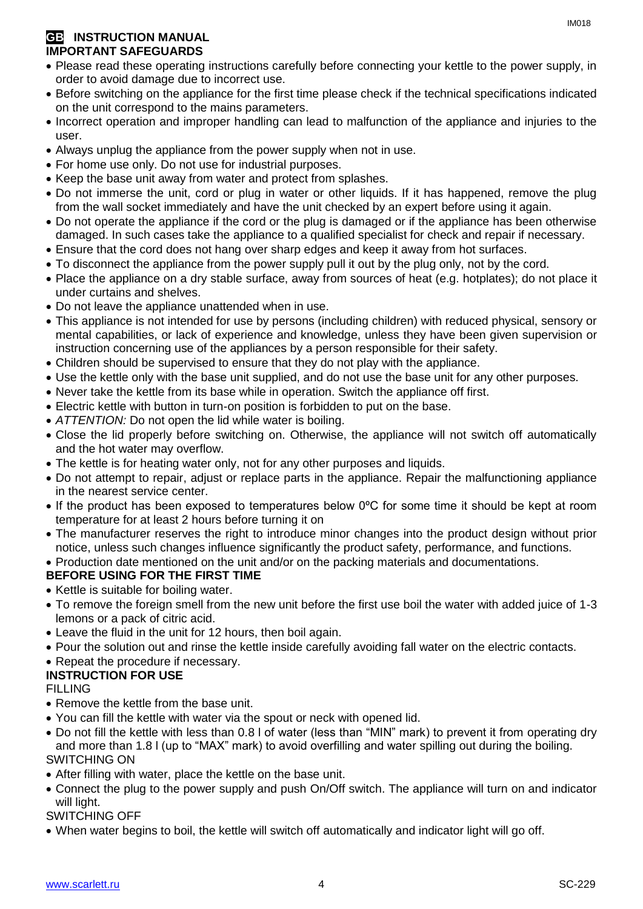# GB INSTRUCTION MANUAL

## IMPORTANT SAFEGUARDS

- Please read these operating instructions carefully before connecting your kettle to the power supply, in order to avoid damage due to incorrect use.
- Before switching on the appliance for the first time please check if the technical specifications indicated on the unit correspond to the mains parameters.
- Incorrect operation and improper handling can lead to malfunction of the appliance and injuries to the user.
- Always unplug the appliance from the power supply when not in use.
- For home use only. Do not use for industrial purposes.
- Keep the base unit away from water and protect from splashes.
- Do not immerse the unit, cord or plug in water or other liquids. If it has happened, remove the plug from the wall socket immediately and have the unit checked by an expert before using it again.
- Do not operate the appliance if the cord or the plug is damaged or if the appliance has been otherwise damaged. In such cases take the appliance to a qualified specialist for check and repair if necessary.
- Ensure that the cord does not hang over sharp edges and keep it away from hot surfaces.
- To disconnect the appliance from the power supply pull it out by the plug only, not by the cord.
- Place the appliance on a dry stable surface, away from sources of heat (e.g. hotplates); do not place it under curtains and shelves.
- Do not leave the appliance unattended when in use.
- This appliance is not intended for use by persons (including children) with reduced physical, sensory or mental capabilities, or lack of experience and knowledge, unless they have been given supervision or instruction concerning use of the appliances by a person responsible for their safety.
- Children should be supervised to ensure that they do not play with the appliance.
- Use the kettle only with the base unit supplied, and do not use the base unit for any other purposes.
- Never take the kettle from its base while in operation. Switch the appliance off first.
- Electric kettle with button in turn-on position is forbidden to put on the base.
- *ATTENTION:* Do not open the lid while water is boiling.
- Close the lid properly before switching on. Otherwise, the appliance will not switch off automatically and the hot water may overflow.
- The kettle is for heating water only, not for any other purposes and liquids.
- Do not attempt to repair, adjust or replace parts in the appliance. Repair the malfunctioning appliance in the nearest service center.
- If the product has been exposed to temperatures below 0ºC for some time it should be kept at room temperature for at least 2 hours before turning it on
- The manufacturer reserves the right to introduce minor changes into the product design without prior notice, unless such changes influence significantly the product safety, performance, and functions.
- Production date mentioned on the unit and/or on the packing materials and documentations.

## BEFORE USING FOR THE FIRST TIME

- Kettle is suitable for boiling water.
- To remove the foreign smell from the new unit before the first use boil the water with added juice of 1-3 lemons or a pack of citric acid.
- Leave the fluid in the unit for 12 hours, then boil again.
- Pour the solution out and rinse the kettle inside carefully avoiding fall water on the electric contacts.
- Repeat the procedure if necessary.

## INSTRUCTION FOR USE

FILLING

- Remove the kettle from the base unit.
- You can fill the kettle with water via the spout or neck with opened lid.
- Do not fill the kettle with less than 0.8 l of water (less than "MIN" mark) to prevent it from operating dry and more than 1.8 l (up to "MAX" mark) to avoid overfilling and water spilling out during the boiling.

SWITCHING ON

- After filling with water, place the kettle on the base unit.
- Connect the plug to the power supply and push On/Off switch. The appliance will turn on and indicator will light.

SWITCHING OFF

- When water begins to boil, the kettle will switch off automatically and indicator light will go off.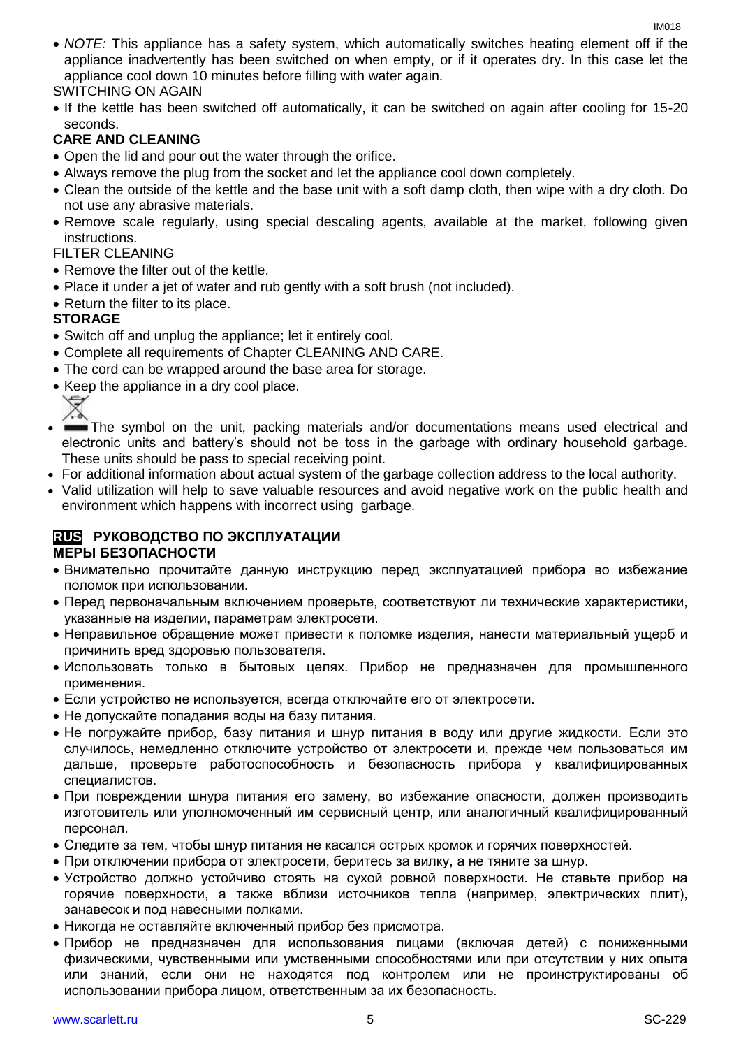- *NOTE:* This appliance has a safety system, which automatically switches heating element off if the appliance inadvertently has been switched on when empty, or if it operates dry. In this case let the appliance cool down 10 minutes before filling with water again.

SWITCHING ON AGAIN

- If the kettle has been switched off automatically, it can be switched on again after cooling for 15-20 seconds.

**CARE AND CLEANING**

- Open the lid and pour out the water through the orifice.
- Always remove the plug from the socket and let the appliance cool down completely.
- Clean the outside of the kettle and the base unit with a soft damp cloth, then wipe with a dry cloth. Do not use any abrasive materials.
- Remove scale regularly, using special descaling agents, available at the market, following given instructions.

FILTER CLEANING

- Remove the filter out of the kettle.
- Place it under a jet of water and rub gently with a soft brush (not included).
- Return the filter to its place.

**STORAGE**

- Switch off and unplug the appliance; let it entirely cool.
- Complete all requirements of Chapter CLEANING AND CARE.
- The cord can be wrapped around the base area for storage.
- Keep the appliance in a dry cool place.
- The symbol on the unit, packing materials and/or documentations means used electrical and electronic units and battery's should not be toss in the garbage with ordinary household garbage. These units should be pass to special receiving point.
- For additional information about actual system of the garbage collection address to the local authority.
- Valid utilization will help to save valuable resources and avoid negative work on the public health and environment which happens with incorrect using garbage.

## RUS РУКОВОДСТВО ПО ЭКСПЛУАТАЦИИ

**МЕРЫ БЕЗОПАСНОСТИ**

- Внимательно прочитайте данную инструкцию перед эксплуатацией прибора во избежание поломок при использовании.
- Перед первоначальным включением проверьте, соответствуют ли технические характеристики, указанные на изделии, параметрам электросети.
- Неправильное обращение может привести к поломке изделия, нанести материальный ущерб и причинить вред здоровью пользователя.
- Использовать только в бытовых целях. Прибор не предназначен для промышленного применения.
- Если устройство не используется, всегда отключайте его от электросети.
- Не допускайте попадания воды на базу питания.
- Не погружайте прибор, базу питания и шнур питания в воду или другие жидкости. Если это случилось, немедленно отключите устройство от электросети и, прежде чем пользоваться им дальше, проверьте работоспособность и безопасность прибора у квалифицированных специалистов.
- При повреждении шнура питания его замену, во избежание опасности, должен производить изготовитель или уполномоченный им сервисный центр, или аналогичный квалифицированный персонал.
- Следите за тем, чтобы шнур питания не касался острых кромок и горячих поверхностей.
- При отключении прибора от электросети, беритесь за вилку, а не тяните за шнур.
- Устройство должно устойчиво стоять на сухой ровной поверхности. Не ставьте прибор на горячие поверхности, а также вблизи источников тепла (например, электрических плит), занавесок и под навесными полками.
- Никогда не оставляйте включенный прибор без присмотра.
- Прибор не предназначен для использования лицами (включая детей) с пониженными физическими, чувственными или умственными способностями или при отсутствии у них опыта или знаний, если они не находятся под контролем или не проинструктированы об использовании прибора лицом, ответственным за их безопасность.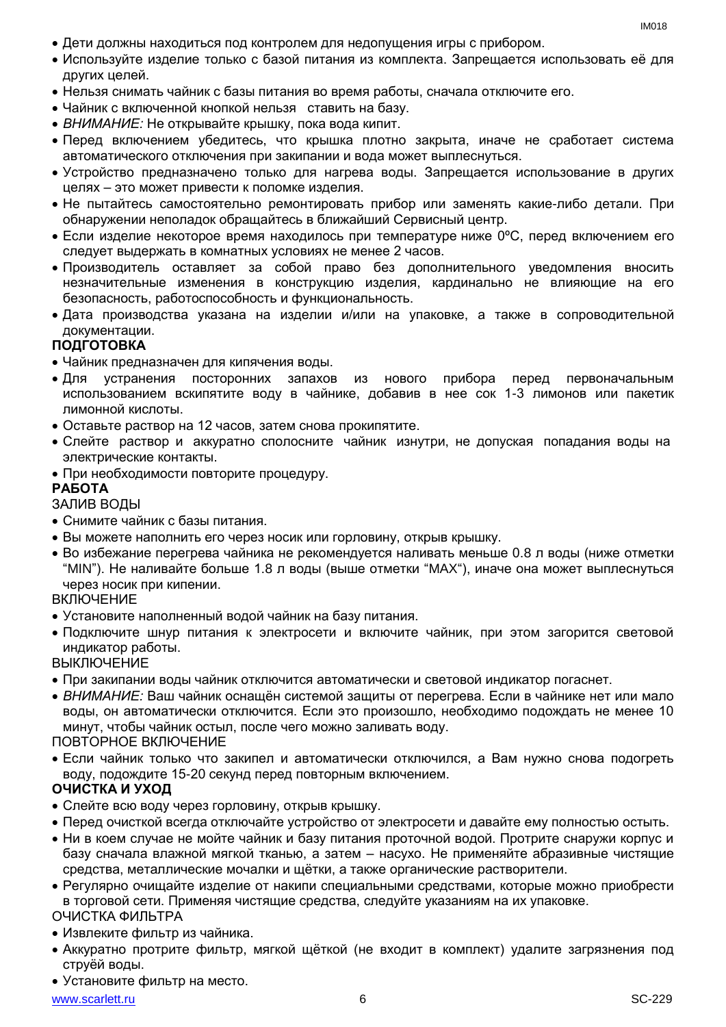- Дети должны находиться под контролем для недопущения игры с прибором.
- Используйте изделие только с базой питания из комплекта. Запрещается использовать её для других целей.
- Нельзя снимать чайник с базы питания во время работы, сначала отключите его.
- Чайник с включенной кнопкой нельзя ставить на базу.
- *ВНИМАНИЕ:* Не открывайте крышку, пока вода кипит.
- Перед включением убедитесь, что крышка плотно закрыта, иначе не сработает система автоматического отключения при закипании и вода может выплеснуться.
- Устройство предназначено только для нагрева воды. Запрещается использование в других целях – это может привести к поломке изделия.
- Не пытайтесь самостоятельно ремонтировать прибор или заменять какие-либо детали. При обнаружении неполадок обращайтесь в ближайший Сервисный центр.
- Если изделие некоторое время находилось при температуре ниже 0ºC, перед включением его следует выдержать в комнатных условиях не менее 2 часов.
- Производитель оставляет за собой право без дополнительного уведомления вносить незначительные изменения в конструкцию изделия, кардинально не влияющие на его безопасность, работоспособность и функциональность.
- Дата производства указана на изделии и/или на упаковке, а также в сопроводительной документации.

**ПОДГОТОВКА**

- Чайник предназначен для кипячения воды.
- Для устранения посторонних запахов из нового прибора перед первоначальным использованием вскипятите воду в чайнике, добавив в нее сок 1-3 лимонов или пакетик лимонной кислоты.
- Оставьте раствор на 12 часов, затем снова прокипятите.
- Слейте раствор и аккуратно сполосните чайник изнутри, не допуская попадания воды на электрические контакты.
- При необходимости повторите процедуру.

**РАБОТА**

ЗАЛИВ ВОДЫ

- Снимите чайник с базы питания.
- Вы можете наполнить его через носик или горловину, открыв крышку.
- Во избежание перегрева чайника не рекомендуется наливать меньше 0.8 л воды (ниже отметки “MIN”). Не наливайте больше 1.8 л воды (выше отметки “MAX“), иначе она может выплеснуться через носик при кипении.

ВКЛЮЧЕНИЕ

- Установите наполненный водой чайник на базу питания.
- Подключите шнур питания к электросети и включите чайник, при этом загорится световой индикатор работы.

ВЫКЛЮЧЕНИЕ

- При закипании воды чайник отключится автоматически и световой индикатор погаснет.
- *ВНИМАНИЕ:* Ваш чайник оснащён системой защиты от перегрева. Если в чайнике нет или мало воды, он автоматически отключится. Если это произошло, необходимо подождать не менее 10 минут, чтобы чайник остыл, после чего можно заливать воду.

ПОВТОРНОЕ ВКЛЮЧЕНИЕ

- Если чайник только что закипел и автоматически отключился, а Вам нужно снова подогреть воду, подождите 15-20 секунд перед повторным включением.

**ОЧИСТКА И УХОД**

- Слейте всю воду через горловину, открыв крышку.
- Перед очисткой всегда отключайте устройство от электросети и давайте ему полностью остыть.
- Ни в коем случае не мойте чайник и базу питания проточной водой. Протрите снаружи корпус и базу сначала влажной мягкой тканью, а затем – насухо. Не применяйте абразивные чистящие средства, металлические мочалки и щётки, а также органические растворители.
- Регулярно очищайте изделие от накипи специальными средствами, которые можно приобрести в торговой сети. Применяя чистящие средства, следуйте указаниям на их упаковке.

ОЧИСТКА ФИЛЬТРА

- Извлеките фильтр из чайника.
- Аккуратно протрите фильтр, мягкой щёткой (не входит в комплект) удалите загрязнения под струёй воды.
- Установите фильтр на место.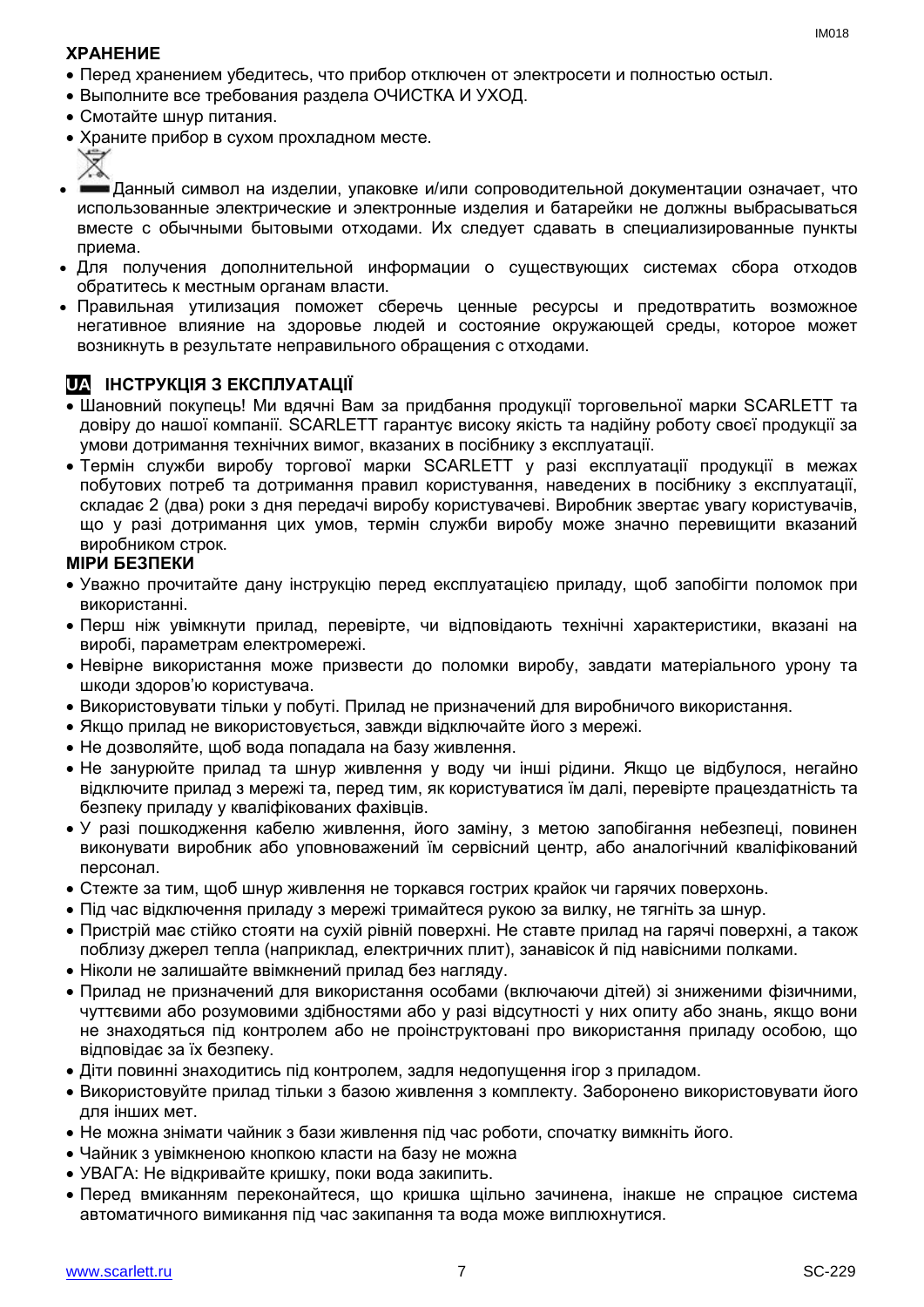**ХРАНЕНИЕ**

- Перед хранением убедитесь, что прибор отключен от электросети и полностью остыл.
- Выполните все требования раздела ОЧИСТКА И УХОД.
- Смотайте шнур питания.
- Храните прибор в сухом прохладном месте.
- Данный символ на изделии, упаковке и/или сопроводительной документации означает, что использованные электрические и электронные изделия и батарейки не должны выбрасываться вместе с обычными бытовыми отходами. Их следует сдавать в специализированные пункты приема.
- Для получения дополнительной информации о существующих системах сбора отходов обратитесь к местным органам власти.
- Правильная утилизация поможет сберечь ценные ресурсы и предотвратить возможное негативное влияние на здоровье людей и состояние окружающей среды, которое может возникнуть в результате неправильного обращения с отходами.

## UA ІНСТРУКЦІЯ З ЕКСПЛУАТАЦІЇ

- Шановний покупець! Ми вдячні Вам за придбання продукції торговельної марки SCARLETT та довіру до нашої компанії. SCARLETT гарантує високу якість та надійну роботу своєї продукції за умови дотримання технічних вимог, вказаних в посібнику з експлуатації.
- Термін служби виробу торгової марки SCARLETT у разі експлуатації продукції в межах побутових потреб та дотримання правил користування, наведених в посібнику з експлуатації, складає 2 (два) роки з дня передачі виробу користувачеві. Виробник звертає увагу користувачів, що у разі дотримання цих умов, термін служби виробу може значно перевищити вказаний виробником строк.

**МІРИ БЕЗПЕКИ**

- Уважно прочитайте дану інструкцію перед експлуатацією приладу, щоб запобігти поломок при використанні.
- Перш ніж увімкнути прилад, перевірте, чи відповідають технічні характеристики, вказані на виробі, параметрам електромережі.
- Невірне використання може призвести до поломки виробу, завдати матеріального урону та шкоди здоров'ю користувача.
- Використовувати тільки у побуті. Прилад не призначений для виробничого використання.
- Якщо прилад не використовується, завжди відключайте його з мережі.
- Не дозволяйте, щоб вода попадала на базу живлення.
- Не занурюйте прилад та шнур живлення у воду чи інші рідини. Якщо це відбулося, негайно відключите прилад з мережі та, перед тим, як користуватися їм далі, перевірте працездатність та безпеку приладу у кваліфікованих фахівців.
- У разі пошкодження кабелю живлення, його заміну, з метою запобігання небезпеці, повинен виконувати виробник або уповноважений їм сервісний центр, або аналогічний кваліфікований персонал.
- Стежте за тим, щоб шнур живлення не торкався гострих крайок чи гарячих поверхонь.
- Під час відключення приладу з мережі тримайтеся рукою за вилку, не тягніть за шнур.
- Пристрій має стійко стояти на сухій рівній поверхні. Не ставте прилад на гарячі поверхні, а також поблизу джерел тепла (наприклад, електричних плит), занавісок й під навісними полками.
- Ніколи не залишайте ввімкнений прилад без нагляду.
- Прилад не призначений для використання особами (включаючи дітей) зі зниженими фізичними, чуттєвими або розумовими здібностями або у разі відсутності у них опиту або знань, якщо вони не знаходяться під контролем або не проінструктовані про використання приладу особою, що відповідає за їх безпеку.
- Діти повинні знаходитись під контролем, задля недопущення ігор з приладом.
- Використовуйте прилад тільки з базою живлення з комплекту. Заборонено використовувати його для інших мет.
- Не можна знімати чайник з бази живлення під час роботи, спочатку вимкніть його.
- Чайник з увімкненою кнопкою класти на базу не можна
- УВАГА: Не відкривайте кришку, поки вода закипить.
- Перед вмиканням переконайтеся, що кришка щільно зачинена, інакше не спрацює система автоматичного вимикання під час закипання та вода може виплюхнутися.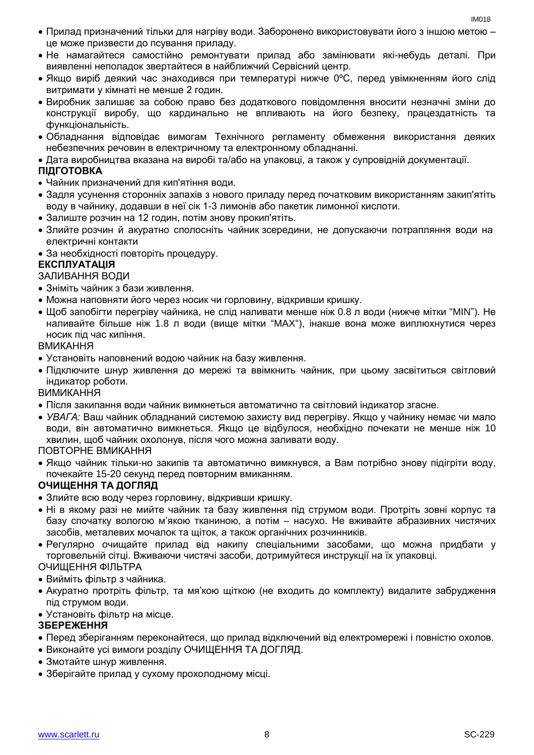- Прилад призначений тільки для нагріву води. Заборонено використовувати його з іншою метою – це може призвести до псування приладу.
- Не намагайтеся самостійно ремонтувати прилад або замінювати які-небудь деталі. При виявленні неполадок звертайтеся в найближчий Сервісний центр.
- Якщо виріб деякий час знаходився при температурі нижче 0ºC, перед увімкненням його слід витримати у кімнаті не менше 2 годин.
- Виробник залишає за собою право без додаткового повідомлення вносити незначні зміни до конструкції виробу, що кардинально не впливають на його безпеку, працездатність та функціональність.
- Обладнання відповідає вимогам Технічного регламенту обмеження використання деяких небезпечних речовин в електричному та електронному обладнанні.
- Дата виробництва вказана на виробі та/або на упаковці, а також у супровідній документації.

**ПІДГОТОВКА**

- Чайник призначений для кип'ятіння води.
- Задля усунення сторонніх запахів з нового приладу перед початковим використанням закип'ятіть воду в чайнику, додавши в неї сік 1-3 лимонів або пакетик лимонної кислоти.
- Залиште розчин на 12 годин, потім знову прокип'ятіть.
- Злийте розчин й акуратно сполосніть чайник зсередини, не допускаючи потрапляння води на електричні контакти
- За необхідності повторіть процедуру.

**ЕКСПЛУАТАЦІЯ**

ЗАЛИВАННЯ ВОДИ

- Зніміть чайник з бази живлення.
- Можна наповняти його через носик чи горловину, відкривши кришку.
- Щоб запобігти перегріву чайника, не слід наливати менше ніж 0.8 л води (нижче мітки “MIN”). Не наливайте більше ніж 1.8 л води (вище мітки “MAX“), інакше вона може виплюхнутися через носик під час кипіння.

ВМИКАННЯ

- Установіть наповнений водою чайник на базу живлення.
- Підключите шнур живлення до мережі та ввімкнить чайник, при цьому засвітиться світловий індикатор роботи.

ВИМИКАННЯ

- Після закипання води чайник вимкнеться автоматично та світловий індикатор згасне.
- *УВАГА:* Ваш чайник обладнаний системою захисту вид перегріву. Якщо у чайнику немає чи мало води, він автоматично вимкнеться. Якщо це відбулося, необхідно почекати не менше ніж 10 хвилин, щоб чайник охолонув, після чого можна заливати воду.

ПОВТОРНЕ ВМИКАННЯ

- Якщо чайник тільки-но закипів та автоматично вимкнувся, а Вам потрібно знову підігріти воду, почекайте 15-20 секунд перед повторним вмиканням.

**ОЧИЩЕННЯ ТА ДОГЛЯД**

- Злийте всю воду через горловину, відкривши кришку.
- Ні в якому разі не мийте чайник та базу живлення під струмом води. Протріть зовні корпус та базу спочатку вологою м'якою тканиною, а потім – насухо. Не вживайте абразивних чистячих засобів, металевих мочалок та щіток, а також органічних розчинників.
- Регулярно очищайте прилад від накипу спеціальними засобами, що можна придбати у торговельній сітці. Вживаючи чистячі засоби, дотримуйтеся инструкції на їх упаковці.

ОЧИЩЕННЯ ФІЛЬТРА

- Вийміть фільтр з чайника.
- Акуратно протріть фільтр, та мя'кою щіткою (не входить до комплекту) видалите забрудження під струмом води.
- Установіть фільтр на місце.

**ЗБЕРЕЖЕННЯ**

- Перед зберіганням переконайтеся, що прилад відключений від електромережі і повністю охолов.
- Виконайте усі вимоги розділу ОЧИЩЕННЯ ТА ДОГЛЯД.
- Змотайте шнур живлення.
- Зберігайте прилад у сухому прохолодному місці.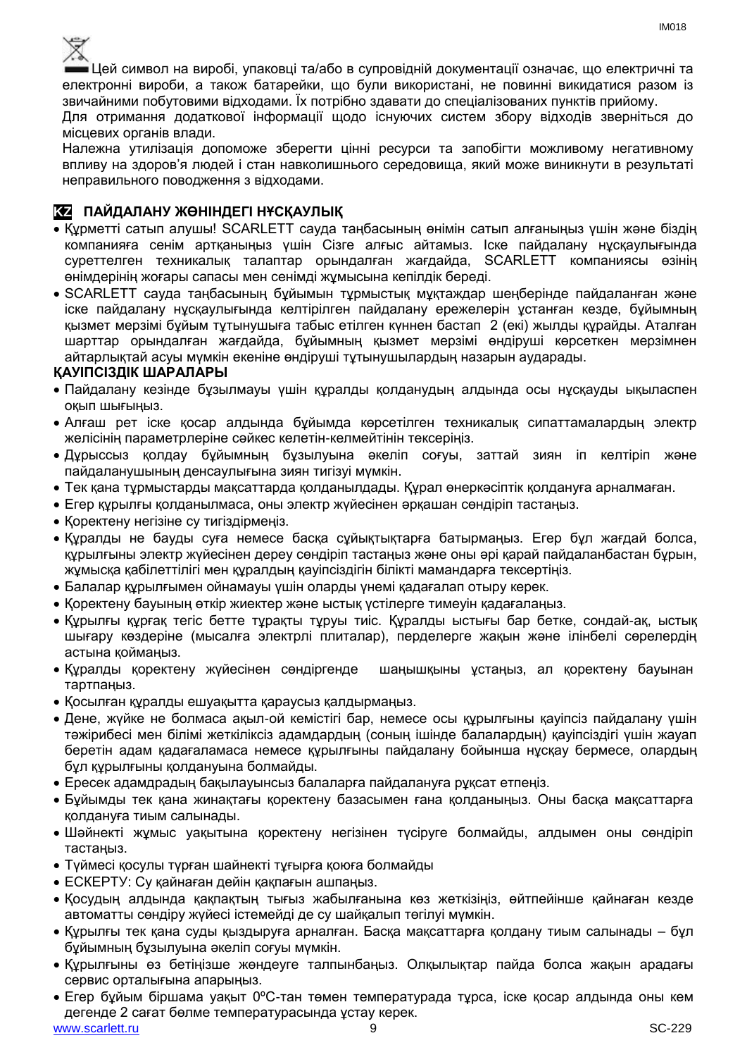Цей символ на виробі, упаковці та/або в супровідній документації означає, що електричні та електронні вироби, а також батарейки, що були використані, не повинні викидатися разом із звичайними побутовими відходами. Їх потрібно здавати до спеціалізованих пунктів прийому.

Для отримання додаткової інформації щодо існуючих систем збору відходів зверніться до місцевих органів влади.

Належна утилізація допоможе зберегти цінні ресурси та запобігти можливому негативному впливу на здоров'я людей і стан навколишнього середовища, який може виникнути в результаті неправильного поводження з відходами.

## KZ ПАЙДАЛАНУ ЖӨНІНДЕГІ НҰСҚАУЛЫҚ

- Құрметті сатып алушы! SCARLETT сауда таңбасының өнімін сатып алғаныңыз үшін және біздің компанияға сенім артқаныңыз үшін Сізге алғыс айтамыз. Іске пайдалану нұсқаулығында суреттелген техникалық талаптар орындалған жағдайда, SCARLETT компаниясы өзінің өнімдерінің жоғары сапасы мен сенімді жұмысына кепілдік береді.
- SCARLETT сауда таңбасының бұйымын тұрмыстық мұқтаждар шеңберінде пайдаланған және іске пайдалану нұсқаулығында келтірілген пайдалану ережелерін ұстанған кезде, бұйымның қызмет мерзімі бұйым тұтынушыға табыс етілген күннен бастап 2 (екі) жылды құрайды. Аталған шарттар орындалған жағдайда, бұйымның қызмет мерзімі өндіруші көрсеткен мерзімнен айтарлықтай асуы мүмкін екеніне өндіруші тұтынушылардың назарын аударады.

**ҚАУІПСІЗДІК ШАРАЛАРЫ**

- Пайдалану кезінде бұзылмауы үшін құралды қолданудың алдында осы нұсқауды ықыласпен оқып шығыңыз.
- Алғаш рет іске қосар алдында бұйымда көрсетілген техникалық сипаттамалардың электр желісінің параметрлеріне сәйкес келетін-келмейтінін тексеріңіз.
- Дұрыссыз қолдау бұйымның бұзылуына әкеліп соғуы, заттай зиян іп келтіріп және пайдаланушының денсаулығына зиян тигізуі мүмкін.
- Тек қана тұрмыстарды мақсаттарда қолданылдады. Құрал өнеркәсіптік қолдануға арналмаған.
- Егер құрылғы қолданылмаса, оны электр жүйесінен әрқашан сөндіріп тастаңыз.
- Қоректену негізіне су тигіздірмеңіз.
- Құралды не бауды суға немесе басқа сұйықтықтарға батырмаңыз. Егер бұл жағдай болса, құрылғыны электр жүйесінен дереу сөндіріп тастаңыз және оны әрі қарай пайдаланбастан бұрын, жұмысқа қабілеттілігі мен құралдың қауіпсіздігін білікті мамандарға тексертіңіз.
- Балалар құрылғымен ойнамауы үшін оларды үнемі қадағалап отыру керек.
- Қоректену бауының өткір жиектер және ыстық үстілерге тимеуін қадағалаңыз.
- Құрылғы құрғақ тегіс бетте тұрақты тұруы тиіс. Құралды ыстығы бар бетке, сондай-ақ, ыстық шығару көздеріне (мысалға электрлі плиталар), перделерге жақын және ілінбелі сөрелердің астына қоймаңыз.
- Құралды қоректену жүйесінен сөндіргенде шаңышқыны ұстаңыз, ал қоректену бауынан тартпаңыз.
- Қосылған құралды ешуақытта қараусыз қалдырмаңыз.
- Дене, жүйке не болмаса ақыл-ой кемістігі бар, немесе осы құрылғыны қауіпсіз пайдалану үшін тәжірибесі мен білімі жеткіліксіз адамдардың (соның ішінде балалардың) қауіпсіздігі үшін жауап беретін адам қадағаламаса немесе құрылғыны пайдалану бойынша нұсқау бермесе, олардың бұл құрылғыны қолдануына болмайды.
- Ересек адамдардың бақылауынсыз балаларға пайдалануға рұқсат етпеңіз.
- Бұйымды тек қана жинақтағы қоректену базасымен ғана қолданыңыз. Оны басқа мақсаттарға қолдануға тиым салынады.
- Шәйнекті жұмыс уақытына қоректену негізінен түсіруге болмайды, алдымен оны сөндіріп тастаңыз.
- Түймесі қосулы түрған шайнекті тұғырға қоюға болмайды
- ЕСКЕРТУ: Су қайнаған дейін қақпағын ашпаңыз.
- Қосудың алдында қақпақтың тығыз жабылғанына көз жеткізіңіз, өйтпейінше қайнаған кезде автоматты сөндіру жүйесі істемейді де су шайқалып төгілуі мүмкін.
- Құрылғы тек қана суды қыздыруға арналған. Басқа мақсаттарға қолдану тиым салынады – бұл бұйымның бұзылуына әкеліп соғуы мүмкін.
- Құрылғыны өз бетіңізше жөндеуге талпынбаңыз. Олқылықтар пайда болса жақын арадағы сервис орталығына апарыңыз.
- Егер бұйым біршама уақыт 0ºС-тан төмен температурада тұрса, іске қосар алдында оны кем дегенде 2 сағат бөлме температурасында ұстау керек.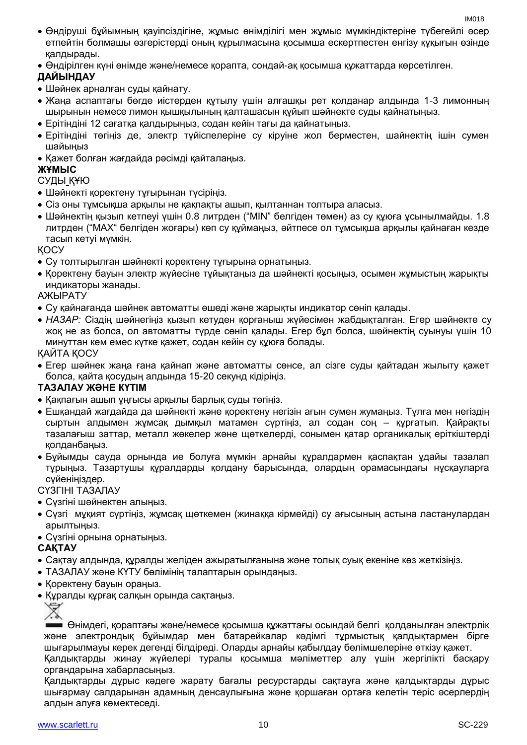- Өндіруші бұйымның қауіпсіздігіне, жұмыс өнімділігі мен жұмыс мүмкіндіктеріне түбегейлі әсер етпейтін болмашы өзгерістерді оның құрылмасына қосымша ескертпестен енгізу құқығын өзінде қалдырады.
- Өндірілген күні өнімде және/немесе қорапта, сондай-ақ қосымша құжаттарда көрсетілген.

**ДАЙЫНДАУ**

- Шәйнек арналған суды қайнату.
- Жаңа аспаптағы бөгде иістерден құтылу үшін алғашқы рет қолданар алдында 1-3 лимонның шырынын немесе лимон қышқылының қалташасын құйып шәйнекте суды қайнатыңыз.
- Ерітіндіні 12 сағатқа қалдырыңыз, содан кейін тағы да қайнатыңыз.
- Ерітіндіні төгіңіз де, электр түйіспелеріне су кіруіне жол берместен, шайнектің ішін сумен шайыңыз
- Қажет болған жағдайда рәсімді қайталаңыз.

**ЖҰМЫС**

СУДЫ ҚҰЮ

- Шәйнекті қоректену тұғырынан түсіріңіз.
- Сіз оны тұмсықша арқылы не қақпақты ашып, қылтаннан толтыра аласыз.
- Шәйнектің қызып кетпеуі үшін 0.8 литрден ("MIN" белгіден төмен) аз су құюға ұсынылмайды. 1.8 литрден ("MAX" белгіден жоғары) көп су құймаңыз, әйтпесе ол тұмсықша арқылы қайнаған кезде тасып кетуі мүмкін.

ҚОСУ

- Су толтырылған шәйнекті қоректену тұғырына орнатыңыз.
- Қоректену бауын электр жүйесіне тұйықтаңыз да шәйнекті қосыңыз, осымен жұмыстың жарықты индикаторы жанады.

АЖЫРАТУ

- Су қайнағанда шәйнек автоматты өшеді және жарықты индикатор сөніп қалады.
- *НАЗАР:* Сіздің шәйнегіңіз қызып кетуден қорғаныш жүйесімен жабдықталған. Егер шәйнекте су жоқ не аз болса, ол автоматты түрде сөніп қалады. Егер бұл болса, шәйнектің суынуы үшін 10 минуттан кем емес күтке қажет, содан кейін су құюға болады.

ҚАЙТА ҚОСУ

- Егер шәйнек жаңа ғана қайнап және автоматты сөнсе, ал сізге суды қайтадан жылыту қажет болса, қайта қосудың алдында 15-20 секунд кідіріңіз.

**ТАЗАЛАУ ЖӘНЕ КҮТІМ**

- Қақпағын ашып ұңғысы арқылы барлық суды төгіңіз.
- Ешқандай жағдайда да шәйнекті және қоректену негізін ағын сумен жумаңыз. Тұлға мен негіздің сыртын алдымен жұмсақ дымқыл матамен сүртіңіз, ал содан соң – құрғатып. Қайрақты тазалағыш заттар, металл жөкелер және щөткелерді, сонымен қатар органикалық еріткіштерді қолданбаңыз.
- Бұйымды сауда орнында ие болуға мүмкін арнайы құралдармен қаспақтан ұдайы тазалап тұрыңыз. Тазартушы құралдарды қолдану барысында, олардың орамасындағы нұсқауларға сүйеніңіздер.

СҮЗГІНІ ТАЗАЛАУ

- Сүзгіні шәйнектен алыңыз.
- Сүзгі мұқият сүртіңіз, жұмсақ щөткемен (жинаққа кірмейді) су ағысының астына ластанулардан арылтыңыз.
- Сүзгіні орнына орнатыңыз.

**САҚТАУ**

- Сақтау алдында, құралды желіден ажыратылғанына және толық суық екеніне көз жеткізіңіз.
- ТАЗАЛАУ және КҮТУ бөлімінің талаптарын орындаңыз.
- Қоректену бауын ораңыз.
- Құралды құрғақ салқын орында сақтаңыз.

Өнімдегі, қораптағы және/немесе қосымша құжаттағы осындай белгі қолданылған электрлік және электрондық бұйымдар мен батарейкалар кәдімгі тұрмыстық қалдықтармен бірге шығарылмауы керек дегенді білдіреді. Оларды арнайы қабылдау бөлімшелеріне өткізу қажет.

Қалдықтарды жинау жүйелері туралы қосымша мәліметтер алу үшін жергілікті басқару органдарына хабарласыңыз.

Қалдықтарды дұрыс кәдеге жарату бағалы ресурстарды сақтауға және қалдықтарды дұрыс шығармау салдарынан адамның денсаулығына және қоршаған ортаға келетін теріс әсерлердің алдын алуға көмектеседі.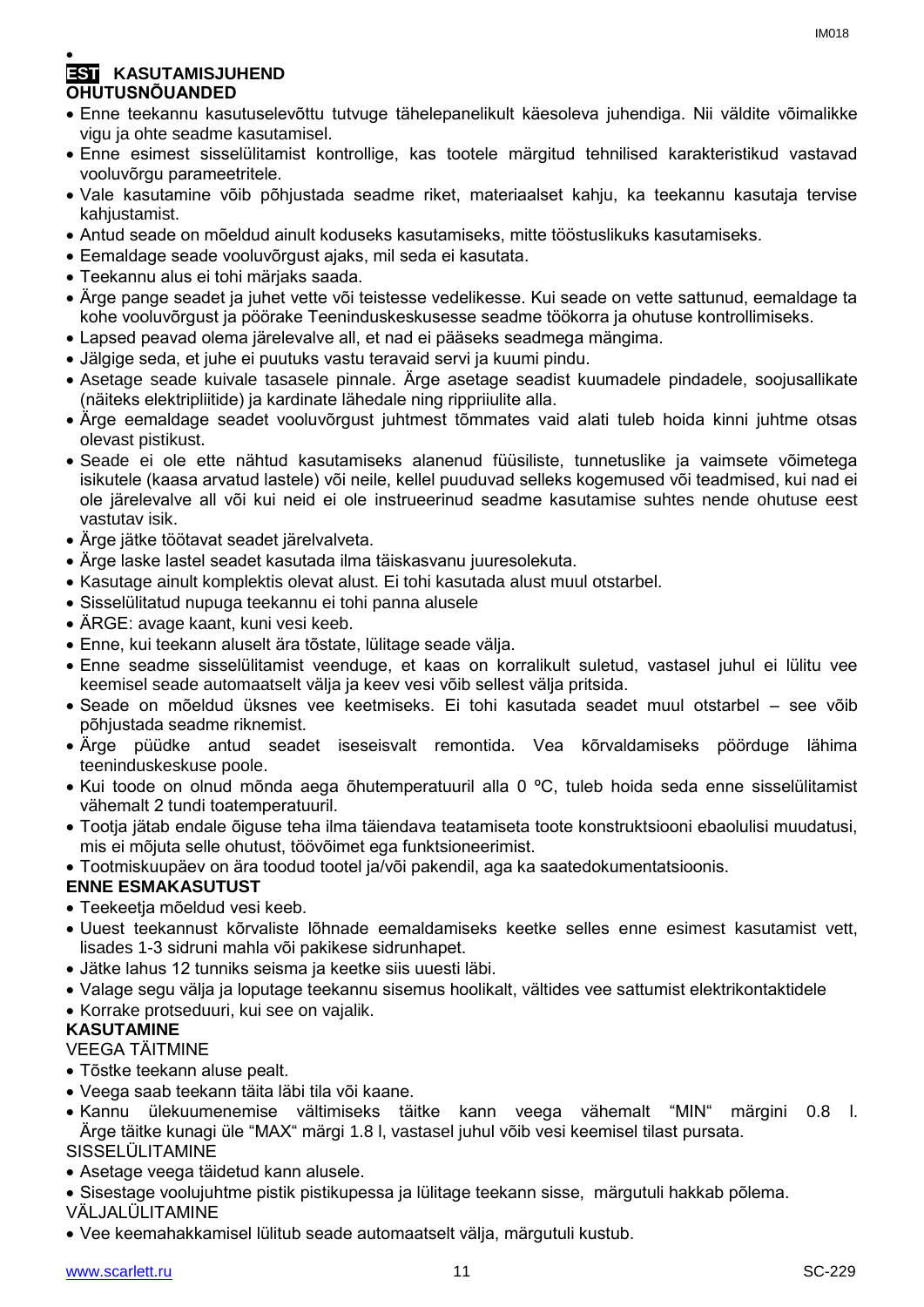# EST KASUTAMISJUHEND

## OHUTUSNÕUANDED

- Enne teekannu kasutuselevõttu tutvuge tähelepanelikult käesoleva juhendiga. Nii väldite võimalikke vigu ja ohte seadme kasutamisel.
- Enne esimest sisselülitamist kontrollige, kas tootele märgitud tehnilised karakteristikud vastavad vooluvõrgu parameetritele.
- Vale kasutamine võib põhjustada seadme riket, materiaalset kahju, ka teekannu kasutaja tervise kahjustamist.
- Antud seade on mõeldud ainult koduseks kasutamiseks, mitte tööstuslikuks kasutamiseks.
- Eemaldage seade vooluvõrgust ajaks, mil seda ei kasutata.
- Teekannu alus ei tohi märjaks saada.
- Ärge pange seadet ja juhet vette või teistesse vedelikesse. Kui seade on vette sattunud, eemaldage ta kohe vooluvõrgust ja pöörake Teeninduskeskusesse seadme töökorra ja ohutuse kontrollimiseks.
- Lapsed peavad olema järelevalve all, et nad ei pääseks seadmega mängima.
- Jälgige seda, et juhe ei puutuks vastu teravaid servi ja kuumi pindu.
- Asetage seade kuivale tasasele pinnale. Ärge asetage seadist kuumadele pindadele, soojusallikate (näiteks elektripliitide) ja kardinate lähedale ning rippriiulite alla.
- Ärge eemaldage seadet vooluvõrgust juhtmest tõmmates vaid alati tuleb hoida kinni juhtme otsas olevast pistikust.
- Seade ei ole ette nähtud kasutamiseks alanenud füüsiliste, tunnetuslike ja vaimsete võimetega isikutele (kaasa arvatud lastele) või neile, kellel puuduvad selleks kogemused või teadmised, kui nad ei ole järelevalve all või kui neid ei ole instrueerinud seadme kasutamise suhtes nende ohutuse eest vastutav isik.
- Ärge jätke töötavat seadet järelvalveta.
- Ärge laske lastel seadet kasutada ilma täiskasvanu juuresolekuta.
- Kasutage ainult komplektis olevat alust. Ei tohi kasutada alust muul otstarbel.
- Sisselülitatud nupuga teekannu ei tohi panna alusele
- ÄRGE: avage kaant, kuni vesi keeb.
- Enne, kui teekann aluselt ära tõstate, lülitage seade välja.
- Enne seadme sisselülitamist veenduge, et kaas on korralikult suletud, vastasel juhul ei lülitu vee keemisel seade automaatselt välja ja keev vesi võib sellest välja pritsida.
- Seade on mõeldud üksnes vee keetmiseks. Ei tohi kasutada seadet muul otstarbel – see võib põhjustada seadme riknemist.
- Ärge püüdke antud seadet iseseisvalt remontida. Vea kõrvaldamiseks pöörduge lähima teeninduskeskuse poole.
- Kui toode on olnud mõnda aega õhutemperatuuril alla 0 ºC, tuleb hoida seda enne sisselülitamist vähemalt 2 tundi toatemperatuuril.
- Tootja jätab endale õiguse teha ilma täiendava teatamiseta toote konstruktsiooni ebaolulisi muudatusi, mis ei mõjuta selle ohutust, töövõimet ega funktsioneerimist.
- Tootmiskuupäev on ära toodud tootel ja/või pakendil, aga ka saatedokumentatsioonis.

## ENNE ESMAKASUTUST

- Teekeetja mõeldud vesi keeb.
- Uuest teekannust kõrvaliste lõhnade eemaldamiseks keetke selles enne esimest kasutamist vett, lisades 1-3 sidruni mahla või pakikese sidrunhapet.
- Jätke lahus 12 tunniks seisma ja keetke siis uuesti läbi.
- Valage segu välja ja loputage teekannu sisemus hoolikalt, vältides vee sattumist elektrikontaktidele
- Korrake protseduuri, kui see on vajalik.

## KASUTAMINE

VEEGA TÄITMINE

- Tõstke teekann aluse pealt.
- Veega saab teekann täita läbi tila või kaane.
- Kannu ülekuumenemise vältimiseks täitke kann veega vähemalt “MIN“ märgini 0.8 l. Ärge täitke kunagi üle “MAX“ märgi 1.8 l, vastasel juhul võib vesi keemisel tilast pursata.

SISSELÜLITAMINE

- Asetage veega täidetud kann alusele.
- Sisestage voolujuhtme pistik pistikupessa ja lülitage teekann sisse, märgutuli hakkab põlema.

VÄLJALÜLITAMINE

- Vee keemahakkamisel lülitub seade automaatselt välja, märgutuli kustub.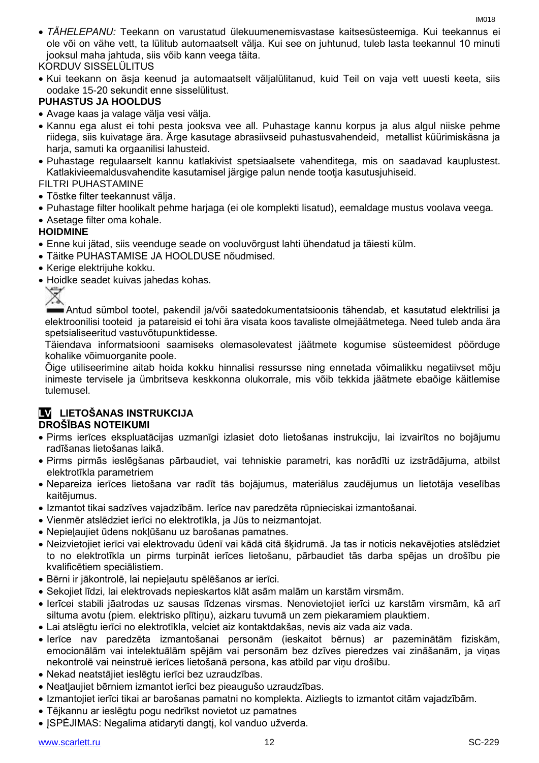- *TÄHELEPANU:* Teekann on varustatud ülekuumenemisvastase kaitsesüsteemiga. Kui teekannus ei ole või on vähe vett, ta lülitub automaatselt välja. Kui see on juhtunud, tuleb lasta teekannul 10 minuti jooksul maha jahtuda, siis võib kann veega täita.

KORDUV SISSELÜLITUS

- Kui teekann on äsja keenud ja automaatselt väljalülitanud, kuid Teil on vaja vett uuesti keeta, siis oodake 15-20 sekundit enne sisselülitust.

**PUHASTUS JA HOOLDUS**

- Avage kaas ja valage välja vesi välja.
- Kannu ega alust ei tohi pesta jooksva vee all. Puhastage kannu korpus ja alus algul niiske pehme riidega, siis kuivatage ära. Ärge kasutage abrasiivseid puhastusvahendeid, metallist küürimiskäsna ja harja, samuti ka orgaanilisi lahusteid.
- Puhastage regulaarselt kannu katlakivist spetsiaalsete vahenditega, mis on saadavad kauplustest. Katlakivieemaldusvahendite kasutamisel järgige palun nende tootja kasutusjuhiseid.

FILTRI PUHASTAMINE

- Tõstke filter teekannust välja.
- Puhastage filter hoolikalt pehme harjaga (ei ole komplekti lisatud), eemaldage mustus voolava veega.
- Asetage filter oma kohale.

**HOIDMINE**

- Enne kui jätad, siis veenduge seade on vooluvõrgust lahti ühendatud ja täiesti külm.
- Täitke PUHASTAMISE JA HOOLDUSE nõudmised.
- Kerige elektrijuhe kokku.
- Hoidke seadet kuivas jahedas kohas.

Antud sümbol tootel, pakendil ja/või saatedokumentatsioonis tähendab, et kasutatud elektrilisi ja elektroonilisi tooteid ja patareisid ei tohi ära visata koos tavaliste olmejäätmetega. Need tuleb anda ära spetsialiseeritud vastuvõtupunktidesse.

Täiendava informatsiooni saamiseks olemasolevatest jäätmete kogumise süsteemidest pöörduge kohalike võimuorganite poole.

Õige utiliseerimine aitab hoida kokku hinnalisi ressursse ning ennetada võimalikku negatiivset mõju inimeste tervisele ja ümbritseva keskkonna olukorrale, mis võib tekkida jäätmete ebaõige käitlemise tulemusel.

## LV LIETOŠANAS INSTRUKCIJA

**DROŠĪBAS NOTEIKUMI**

- Pirms ierīces ekspluatācijas uzmanīgi izlasiet doto lietošanas instrukciju, lai izvairītos no bojājumu radīšanas lietošanas laikā.
- Pirms pirmās ieslēgšanas pārbaudiet, vai tehniskie parametri, kas norādīti uz izstrādājuma, atbilst elektrotīkla parametriem
- Nepareiza ierīces lietošana var radīt tās bojājumus, materiālus zaudējumus un lietotāja veselības kaitējumus.
- Izmantot tikai sadzīves vajadzībām. Ierīce nav paredzēta rūpnieciskai izmantošanai.
- Vienmēr atslēdziet ierīci no elektrotīkla, ja Jūs to neizmantojat.
- Nepieļaujiet ūdens nokļūšanu uz barošanas pamatnes.
- Neizvietojiet ierīci vai elektrovadu ūdenī vai kādā citā šķidrumā. Ja tas ir noticis nekavējoties atslēdziet to no elektrotīkla un pirms turpināt ierīces lietošanu, pārbaudiet tās darba spējas un drošību pie kvalificētiem speciālistiem.
- Bērni ir jākontrolē, lai nepieļautu spēlēšanos ar ierīci.
- Sekojiet līdzi, lai elektrovads nepieskartos klāt asām malām un karstām virsmām.
- Ierīcei stabili jāatrodas uz sausas līdzenas virsmas. Nenovietojiet ierīci uz karstām virsmām, kā arī siltuma avotu (piem. elektrisko plītiņu), aizkaru tuvumā un zem piekaramiem plauktiem.
- Lai atslēgtu ierīci no elektrotīkla, velciet aiz kontaktdakšas, nevis aiz vada aiz vada.
- Ierīce nav paredzēta izmantošanai personām (ieskaitot bērnus) ar pazeminātām fiziskām, emocionālām vai intelektuālām spējām vai personām bez dzīves pieredzes vai zināšanām, ja viņas nekontrolē vai neinstruē ierīces lietošanā persona, kas atbild par viņu drošību.
- Nekad neatstājiet ieslēgtu ierīci bez uzraudzības.
- Neatļaujiet bērniem izmantot ierīci bez pieaugušo uzraudzības.
- Izmantojiet ierīci tikai ar barošanas pamatni no komplekta. Aizliegts to izmantot citām vajadzībām.
- Tējkannu ar ieslēgtu pogu nedrīkst novietot uz pamatnes
- ĮSPĖJIMAS: Negalima atidaryti dangtį, kol vanduo užverda.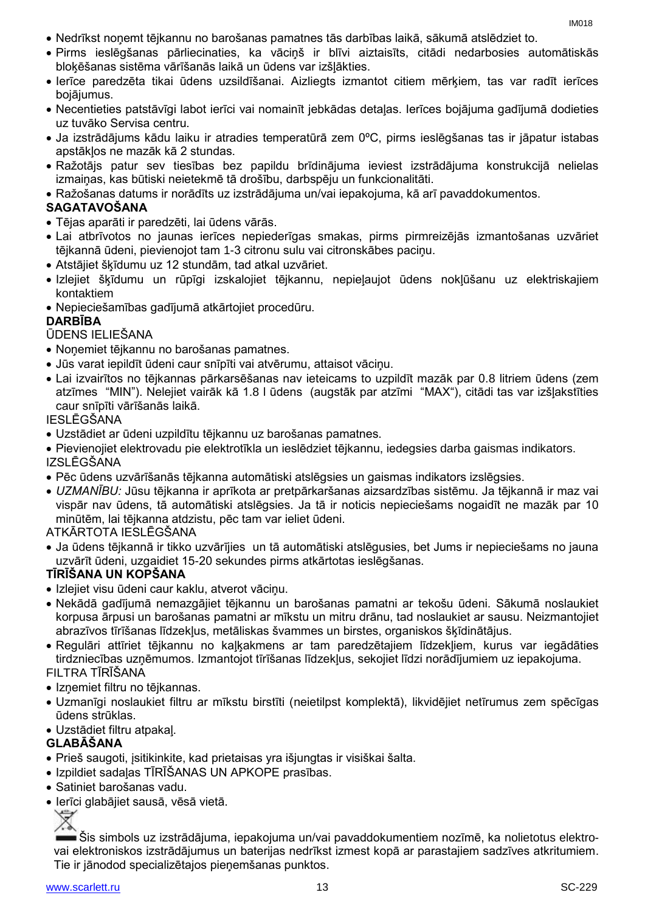- Nedrīkst noņemt tējkannu no barošanas pamatnes tās darbības laikā, sākumā atslēdziet to.
- Pirms ieslēgšanas pārliecinaties, ka vāciņš ir blīvi aiztaisīts, citādi nedarbosies automātiskās bloķēšanas sistēma vārīšanās laikā un ūdens var izšļākties.
- Ierīce paredzēta tikai ūdens uzsildīšanai. Aizliegts izmantot citiem mērķiem, tas var radīt ierīces bojājumus.
- Necentieties patstāvīgi labot ierīci vai nomainīt jebkādas detaļas. Ierīces bojājuma gadījumā dodieties uz tuvāko Servisa centru.
- Ja izstrādājums kādu laiku ir atradies temperatūrā zem 0ºC, pirms ieslēgšanas tas ir jāpatur istabas apstākļos ne mazāk kā 2 stundas.
- Ražotājs patur sev tiesības bez papildu brīdinājuma ieviest izstrādājuma konstrukcijā nelielas izmaiņas, kas būtiski neietekmē tā drošību, darbspēju un funkcionalitāti.
- Ražošanas datums ir norādīts uz izstrādājuma un/vai iepakojuma, kā arī pavaddokumentos.

**SAGATAVOŠANA**

- Tējas aparāti ir paredzēti, lai ūdens vārās.
- Lai atbrīvotos no jaunas ierīces nepiederīgas smakas, pirms pirmreizējās izmantošanas uzvāriet tējkannā ūdeni, pievienojot tam 1-3 citronu sulu vai citronskābes paciņu.
- Atstājiet šķīdumu uz 12 stundām, tad atkal uzvāriet.
- Izlejiet šķīdumu un rūpīgi izskalojiet tējkannu, nepieļaujot ūdens nokļūšanu uz elektriskajiem kontaktiem
- Nepieciešamības gadījumā atkārtojiet procedūru.

**DARBĪBA**

ŪDENS IELIEŠANA

- Noņemiet tējkannu no barošanas pamatnes.
- Jūs varat iepildīt ūdeni caur snīpīti vai atvērumu, attaisot vāciņu.
- Lai izvairītos no tējkannas pārkarsēšanas nav ieteicams to uzpildīt mazāk par 0.8 litriem ūdens (zem atzīmes "MIN"). Nelejiet vairāk kā 1.8 l ūdens (augstāk par atzīmi "MAX"), citādi tas var izšļakstīties caur snīpīti vārīšanās laikā.

IESLĒGŠANA

- Uzstādiet ar ūdeni uzpildītu tējkannu uz barošanas pamatnes.
- Pievienojiet elektrovadu pie elektrotīkla un ieslēdziet tējkannu, iedegsies darba gaismas indikators.

IZSLĒGŠANA

- Pēc ūdens uzvārīšanās tējkanna automātiski atslēgsies un gaismas indikators izslēgsies.
- *UZMANĪBU:* Jūsu tējkanna ir aprīkota ar pretpārkaršanas aizsardzības sistēmu. Ja tējkannā ir maz vai vispār nav ūdens, tā automātiski atslēgsies. Ja tā ir noticis nepieciešams nogaidīt ne mazāk par 10 minūtēm, lai tējkanna atdzistu, pēc tam var ieliet ūdeni.

ATKĀRTOTA IESLĒGŠANA

- Ja ūdens tējkannā ir tikko uzvārījies un tā automātiski atslēgusies, bet Jums ir nepieciešams no jauna uzvārīt ūdeni, uzgaidiet 15-20 sekundes pirms atkārtotas ieslēgšanas.

**TĪRĪŠANA UN KOPŠANA**

- Izlejiet visu ūdeni caur kaklu, atverot vāciņu.
- Nekādā gadījumā nemazgājiet tējkannu un barošanas pamatni ar tekošu ūdeni. Sākumā noslaukiet korpusa ārpusi un barošanas pamatni ar mīkstu un mitru drānu, tad noslaukiet ar sausu. Neizmantojiet abrazīvos tīrīšanas līdzekļus, metāliskas švammes un birstes, organiskos šķīdinātājus.
- Regulāri attīriet tējkannu no kaļķakmens ar tam paredzētajiem līdzekļiem, kurus var iegādāties tirdzniecības uzņēmumos. Izmantojot tīrīšanas līdzekļus, sekojiet līdzi norādījumiem uz iepakojuma.

FILTRA TĪRĪŠANA

- Izņemiet filtru no tējkannas.
- Uzmanīgi noslaukiet filtru ar mīkstu birstīti (neietilpst komplektā), likvidējiet netīrumus zem spēcīgas ūdens strūklas.
- Uzstādiet filtru atpakaļ.

**GLABĀŠANA**

- Prieš saugoti, įsitikinkite, kad prietaisas yra išjungtas ir visiškai šalta.
- Izpildiet sadaļas TĪRĪŠANAS UN APKOPE prasības.
- Satiniet barošanas vadu.
- Ierīci glabājiet sausā, vēsā vietā.

Šis simbols uz izstrādājuma, iepakojuma un/vai pavaddokumentiem nozīmē, ka nolietotus elektro- vai elektroniskos izstrādājumus un baterijas nedrīkst izmest kopā ar parastajiem sadzīves atkritumiem. Tie ir jānodod specializētajos pieņemšanas punktos.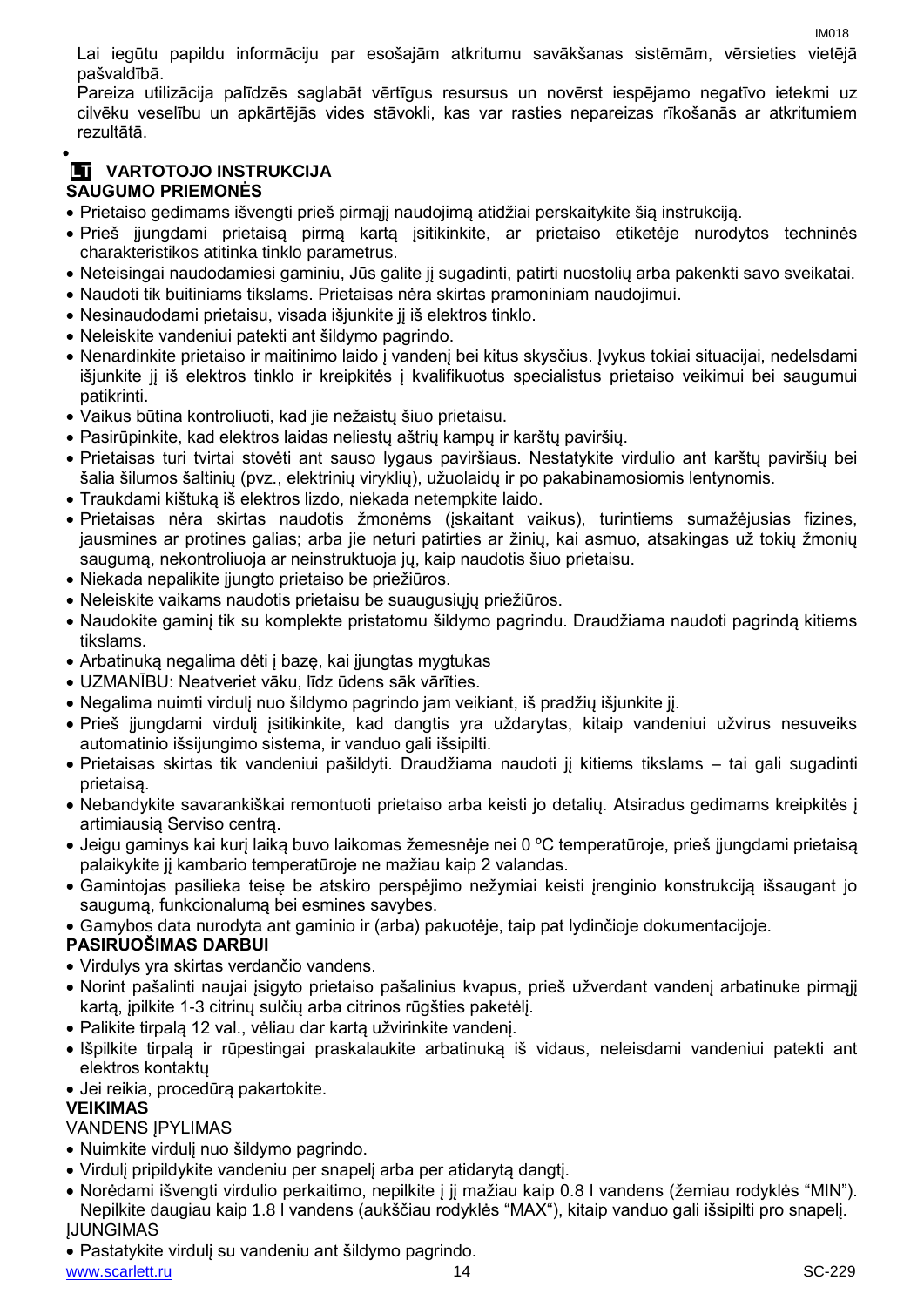Lai iegūtu papildu informāciju par esošajām atkritumu savākšanas sistēmām, vērsieties vietējā pašvaldībā.

Pareiza utilizācija palīdzēs saglabāt vērtīgus resursus un novērst iespējamo negatīvo ietekmi uz cilvēku veselību un apkārtējās vides stāvokli, kas var rasties nepareizas rīkošanās ar atkritumiem rezultātā.

## LT VARTOTOJO INSTRUKCIJA

### SAUGUMO PRIEMONĖS

- Prietaiso gedimams išvengti prieš pirmąjį naudojimą atidžiai perskaitykite šią instrukciją.
- Prieš įjungdami prietaisą pirmą kartą įsitikinkite, ar prietaiso etiketėje nurodytos techninės charakteristikos atitinka tinklo parametrus.
- Neteisingai naudodamiesi gaminiu, Jūs galite jį sugadinti, patirti nuostolių arba pakenkti savo sveikatai.
- Naudoti tik buitiniams tikslams. Prietaisas nėra skirtas pramoniniam naudojimui.
- Nesinaudodami prietaisu, visada išjunkite jį iš elektros tinklo.
- Neleiskite vandeniui patekti ant šildymo pagrindo.
- Nenardinkite prietaiso ir maitinimo laido į vandenį bei kitus skysčius. Įvykus tokiai situacijai, nedelsdami išjunkite jį iš elektros tinklo ir kreipkitės į kvalifikuotus specialistus prietaiso veikimui bei saugumui patikrinti.
- Vaikus būtina kontroliuoti, kad jie nežaistų šiuo prietaisu.
- Pasirūpinkite, kad elektros laidas neliestų aštrių kampų ir karštų paviršių.
- Prietaisas turi tvirtai stovėti ant sauso lygaus paviršiaus. Nestatykite virdulio ant karštų paviršių bei šalia šilumos šaltinių (pvz., elektrinių viryklių), užuolaidų ir po pakabinamosiomis lentynomis.
- Traukdami kištuką iš elektros lizdo, niekada netempkite laido.
- Prietaisas nėra skirtas naudotis žmonėms (įskaitant vaikus), turintiems sumažėjusias fizines, jausmines ar protines galias; arba jie neturi patirties ar žinių, kai asmuo, atsakingas už tokių žmonių saugumą, nekontroliuoja ar neinstruktuoja jų, kaip naudotis šiuo prietaisu.
- Niekada nepalikite įjungto prietaiso be priežiūros.
- Neleiskite vaikams naudotis prietaisu be suaugusiųjų priežiūros.
- Naudokite gaminį tik su komplekte pristatomu šildymo pagrindu. Draudžiama naudoti pagrindą kitiems tikslams.
- Arbatinuką negalima dėti į bazę, kai įjungtas mygtukas
- UZMANĪBU: Neatveriet vāku, līdz ūdens sāk vārīties.
- Negalima nuimti virdulį nuo šildymo pagrindo jam veikiant, iš pradžių išjunkite jį.
- Prieš įjungdami virdulį įsitikinkite, kad dangtis yra uždarytas, kitaip vandeniui užvirus nesuveiks automatinio išsijungimo sistema, ir vanduo gali išsipilti.
- Prietaisas skirtas tik vandeniui pašildyti. Draudžiama naudoti jį kitiems tikslams – tai gali sugadinti prietaisą.
- Nebandykite savarankiškai remontuoti prietaiso arba keisti jo detalių. Atsiradus gedimams kreipkitės į artimiausią Serviso centrą.
- Jeigu gaminys kai kurį laiką buvo laikomas žemesnėje nei 0 ºC temperatūroje, prieš įjungdami prietaisą palaikykite jį kambario temperatūroje ne mažiau kaip 2 valandas.
- Gamintojas pasilieka teisę be atskiro perspėjimo nežymiai keisti įrenginio konstrukciją išsaugant jo saugumą, funkcionalumą bei esmines savybes.
- Gamybos data nurodyta ant gaminio ir (arba) pakuotėje, taip pat lydinčioje dokumentacijoje.

### PASIRUOŠIMAS DARBUI

- Virdulys yra skirtas verdančio vandens.
- Norint pašalinti naujai įsigyto prietaiso pašalinius kvapus, prieš užverdant vandenį arbatinuke pirmąjį kartą, įpilkite 1-3 citrinų sulčių arba citrinos rūgšties paketėlį.
- Palikite tirpalą 12 val., vėliau dar kartą užvirinkite vandenį.
- Išpilkite tirpalą ir rūpestingai praskalaukite arbatinuką iš vidaus, neleisdami vandeniui patekti ant elektros kontaktų
- Jei reikia, procedūrą pakartokite.

### VEIKIMAS

VANDENS ĮPYLIMAS

- Nuimkite virdulį nuo šildymo pagrindo.
- Virdulį pripildykite vandeniu per snapelį arba per atidarytą dangtį.
- Norėdami išvengti virdulio perkaitimo, nepilkite į jį mažiau kaip 0.8 l vandens (žemiau rodyklės “MIN”). Nepilkite daugiau kaip 1.8 l vandens (aukščiau rodyklės “MAX“), kitaip vanduo gali išsipilti pro snapelį.

ĮJUNGIMAS

- Pastatykite virdulį su vandeniu ant šildymo pagrindo.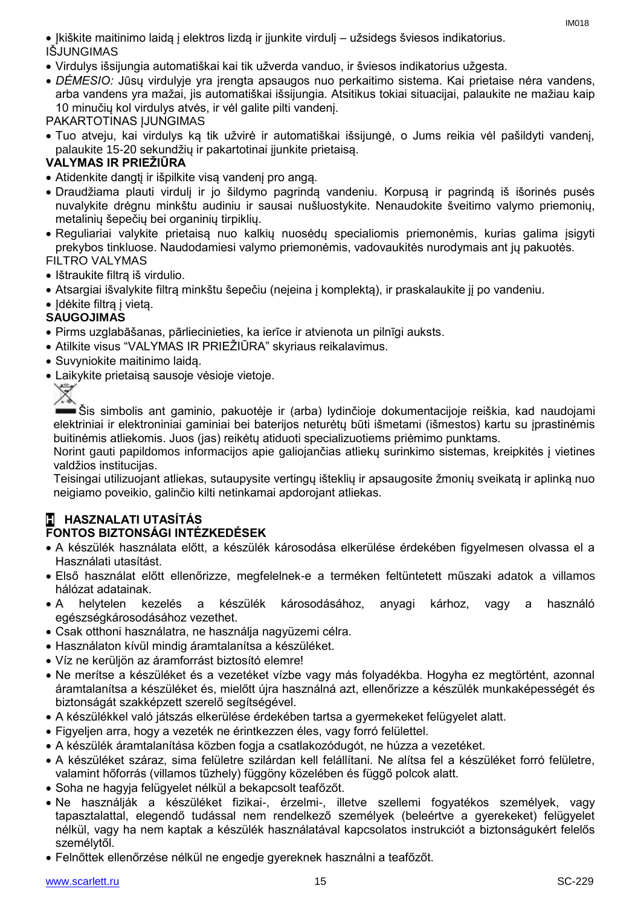- Įkiškite maitinimo laidą į elektros lizdą ir įjunkite virdulį – užsidegs šviesos indikatorius.

IŠJUNGIMAS

- Virdulys išsijungia automatiškai kai tik užverda vanduo, ir šviesos indikatorius užgesta.
- *DĖMESIO:* Jūsų virdulyje yra įrengta apsaugos nuo perkaitimo sistema. Kai prietaise nėra vandens, arba vandens yra mažai, jis automatiškai išsijungia. Atsitikus tokiai situacijai, palaukite ne mažiau kaip 10 minučių kol virdulys atvės, ir vėl galite pilti vandenį.

PAKARTOTINAS ĮJUNGIMAS

- Tuo atveju, kai virdulys ką tik užvirė ir automatiškai išsijungė, o Jums reikia vėl pašildyti vandenį, palaukite 15-20 sekundžių ir pakartotinai įjunkite prietaisą.

**VALYMAS IR PRIEŽIŪRA**

- Atidenkite dangtį ir išpilkite visą vandenį pro angą.
- Draudžiama plauti virdulį ir jo šildymo pagrindą vandeniu. Korpusą ir pagrindą iš išorinės pusės nuvalykite drėgnu minkštu audiniu ir sausai nušluostykite. Nenaudokite šveitimo valymo priemonių, metalinių šepečių bei organinių tirpiklių.
- Reguliariai valykite prietaisą nuo kalkių nuosėdų specialiomis priemonėmis, kurias galima įsigyti prekybos tinkluose. Naudodamiesi valymo priemonėmis, vadovaukitės nurodymais ant jų pakuotės.

FILTRO VALYMAS

- Ištraukite filtrą iš virdulio.
- Atsargiai išvalykite filtrą minkštu šepečiu (neįeina į komplektą), ir praskalaukite jį po vandeniu.
- Įdėkite filtrą į vietą.

**SAUGOJIMAS**

- Pirms uzglabāšanas, pārliecinieties, ka ierīce ir atvienota un pilnīgi auksts.
- Atlikite visus "VALYMAS IR PRIEŽIŪRA" skyriaus reikalavimus.
- Suvyniokite maitinimo laidą.
- Laikykite prietaisą sausoje vėsioje vietoje.

Šis simbolis ant gaminio, pakuotėje ir (arba) lydinčioje dokumentacijoje reiškia, kad naudojami elektriniai ir elektroniniai gaminiai bei baterijos neturėtų būti išmetami (išmestos) kartu su įprastinėmis buitinėmis atliekomis. Juos (jas) reikėtų atiduoti specializuotiems priėmimo punktams.

Norint gauti papildomos informacijos apie galiojančias atliekų surinkimo sistemas, kreipkitės į vietines valdžios institucijas.

Teisingai utilizuojant atliekas, sutaupysite vertingų išteklių ir apsaugosite žmonių sveikatą ir aplinką nuo neigiamo poveikio, galinčio kilti netinkamai apdorojant atliekas.

## H HASZNALATI UTASÍTÁS

**FONTOS BIZTONSÁGI INTÉZKEDÉSEK**

- A készülék használata előtt, a készülék károsodása elkerülése érdekében figyelmesen olvassa el a Használati utasítást.
- Első használat előtt ellenőrizze, megfelelnek-e a terméken feltüntetett műszaki adatok a villamos hálózat adatainak.
- A helytelen kezelés a készülék károsodásához, anyagi kárhoz, vagy a használó egészségkárosodásához vezethet.
- Csak otthoni használatra, ne használja nagyüzemi célra.
- Használaton kívül mindig áramtalanítsa a készüléket.
- Víz ne kerüljön az áramforrást biztosító elemre!
- Ne merítse a készüléket és a vezetéket vízbe vagy más folyadékba. Hogyha ez megtörtént, azonnal áramtalanítsa a készüléket és, mielőtt újra használná azt, ellenőrizze a készülék munkaképességét és biztonságát szakképzett szerelő segítségével.
- A készülékkel való játszás elkerülése érdekében tartsa a gyermekeket felügyelet alatt.
- Figyeljen arra, hogy a vezeték ne érintkezzen éles, vagy forró felülettel.
- A készülék áramtalanítása közben fogja a csatlakozódugót, ne húzza a vezetéket.
- A készüléket száraz, sima felületre szilárdan kell felállítani. Ne alítsa fel a készüléket forró felületre, valamint hőforrás (villamos tűzhely) függöny közelében és függő polcok alatt.
- Soha ne hagyja felügyelet nélkül a bekapcsolt teafőzőt.
- Ne használják a készüléket fizikai-, érzelmi-, illetve szellemi fogyatékos személyek, vagy tapasztalattal, elegendő tudással nem rendelkező személyek (beleértve a gyerekeket) felügyelet nélkül, vagy ha nem kaptak a készülék használatával kapcsolatos instrukciót a biztonságukért felelős személytől.
- Felnőttek ellenőrzése nélkül ne engedje gyereknek használni a teafőzőt.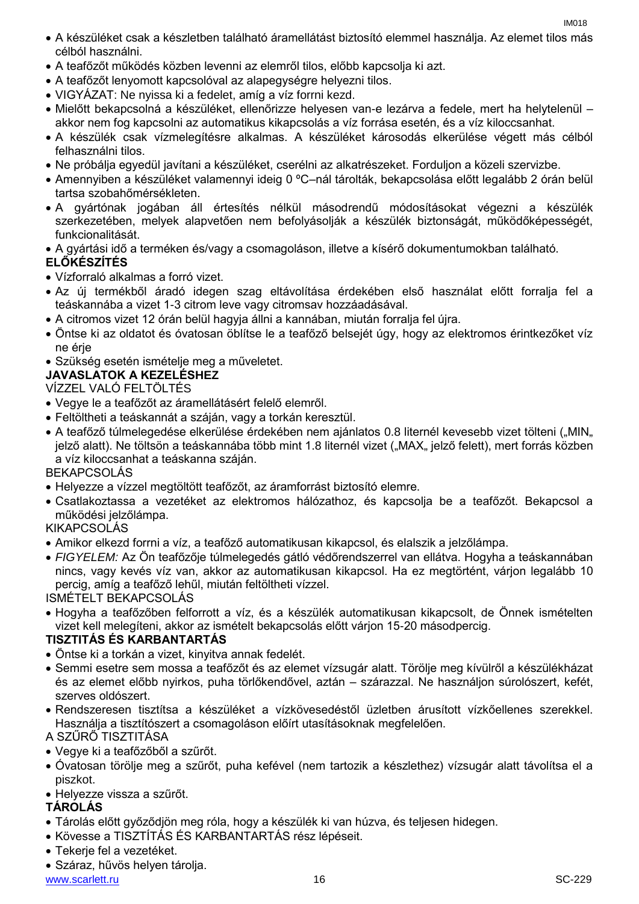- A készüléket csak a készletben található áramellátást biztosító elemmel használja. Az elemet tilos más célból használni.
- A teafőzőt működés közben levenni az elemről tilos, előbb kapcsolja ki azt.
- A teafőzőt lenyomott kapcsolóval az alapegységre helyezni tilos.
- VIGYÁZAT: Ne nyissa ki a fedelet, amíg a víz forrni kezd.
- Mielőtt bekapcsolná a készüléket, ellenőrizze helyesen van-e lezárva a fedele, mert ha helytelenül – akkor nem fog kapcsolni az automatikus kikapcsolás a víz forrása esetén, és a víz kiloccsanhat.
- A készülék csak vízmelegítésre alkalmas. A készüléket károsodás elkerülése végett más célból felhasználni tilos.
- Ne próbálja egyedül javítani a készüléket, cserélni az alkatrészeket. Forduljon a közeli szervizbe.
- Amennyiben a készüléket valamennyi ideig 0 ºC–nál tárolták, bekapcsolása előtt legalább 2 órán belül tartsa szobahőmérsékleten.
- A gyártónak jogában áll értesítés nélkül másodrendű módosításokat végezni a készülék szerkezetében, melyek alapvetően nem befolyásolják a készülék biztonságát, működőképességét, funkcionalitását.
- A gyártási idő a terméken és/vagy a csomagoláson, illetve a kísérő dokumentumokban található.

**ELŐKÉSZÍTÉS**

- Vízforraló alkalmas a forró vizet.
- Az új termékből áradó idegen szag eltávolítása érdekében első használat előtt forralja fel a teáskannába a vizet 1-3 citrom leve vagy citromsav hozzáadásával.
- A citromos vizet 12 órán belül hagyja állni a kannában, miután forralja fel újra.
- Öntse ki az oldatot és óvatosan öblítse le a teafőző belsejét úgy, hogy az elektromos érintkezőket víz ne érje
- Szükség esetén ismételje meg a műveletet.

**JAVASLATOK A KEZELÉSHEZ**

VÍZZEL VALÓ FELTÖLTÉS

- Vegye le a teafőzőt az áramellátásért felelő elemről.
- Feltöltheti a teáskannát a száján, vagy a torkán keresztül.
- A teafőző túlmelegedése elkerülése érdekében nem ajánlatos 0.8 liternél kevesebb vizet tölteni („MIN„ jelző alatt). Ne töltsön a teáskannába több mint 1.8 liternél vizet („MAX„ jelző felett), mert forrás közben a víz kiloccsanhat a teáskanna száján.

BEKAPCSOLÁS

- Helyezze a vízzel megtöltött teafőzőt, az áramforrást biztosító elemre.
- Csatlakoztassa a vezetéket az elektromos hálózathoz, és kapcsolja be a teafőzőt. Bekapcsol a működési jelzőlámpa.

KIKAPCSOLÁS

- Amikor elkezd forrni a víz, a teafőző automatikusan kikapcsol, és elalszik a jelzőlámpa.
- *FIGYELEM:* Az Ön teafőzője túlmelegedés gátló védőrendszerrel van ellátva. Hogyha a teáskannában nincs, vagy kevés víz van, akkor az automatikusan kikapcsol. Ha ez megtörtént, várjon legalább 10 percig, amíg a teafőző lehűl, miután feltöltheti vízzel.

ISMÉTELT BEKAPCSOLÁS

- Hogyha a teafőzőben felforrott a víz, és a készülék automatikusan kikapcsolt, de Önnek ismételten vizet kell melegíteni, akkor az ismételt bekapcsolás előtt várjon 15-20 másodpercig.

**TISZTITÁS ÉS KARBANTARTÁS**

- Öntse ki a torkán a vizet, kinyitva annak fedelét.
- Semmi esetre sem mossa a teafőzőt és az elemet vízsugár alatt. Törölje meg kívülről a készülékházat és az elemet előbb nyirkos, puha törlőkendővel, aztán – szárazzal. Ne használjon súrolószert, kefét, szerves oldószert.
- Rendszeresen tisztítsa a készüléket a vízkövesedéstől üzletben árusított vízkőellenes szerekkel. Használja a tisztítószert a csomagoláson előírt utasításoknak megfelelően.

A SZŰRŐ TISZTITÁSA

- Vegye ki a teafőzőból a szűrőt.
- Óvatosan törölje meg a szűrőt, puha kefével (nem tartozik a készlethez) vízsugár alatt távolítsa el a piszkot.
- Helyezze vissza a szűrőt.

**TÁROLÁS**

- Tárolás előtt győződjön meg róla, hogy a készülék ki van húzva, és teljesen hidegen.
- Kövesse a TISZTÍTÁS ÉS KARBANTARTÁS rész lépéseit.
- Tekerje fel a vezetéket.
- Száraz, hűvös helyen tárolja.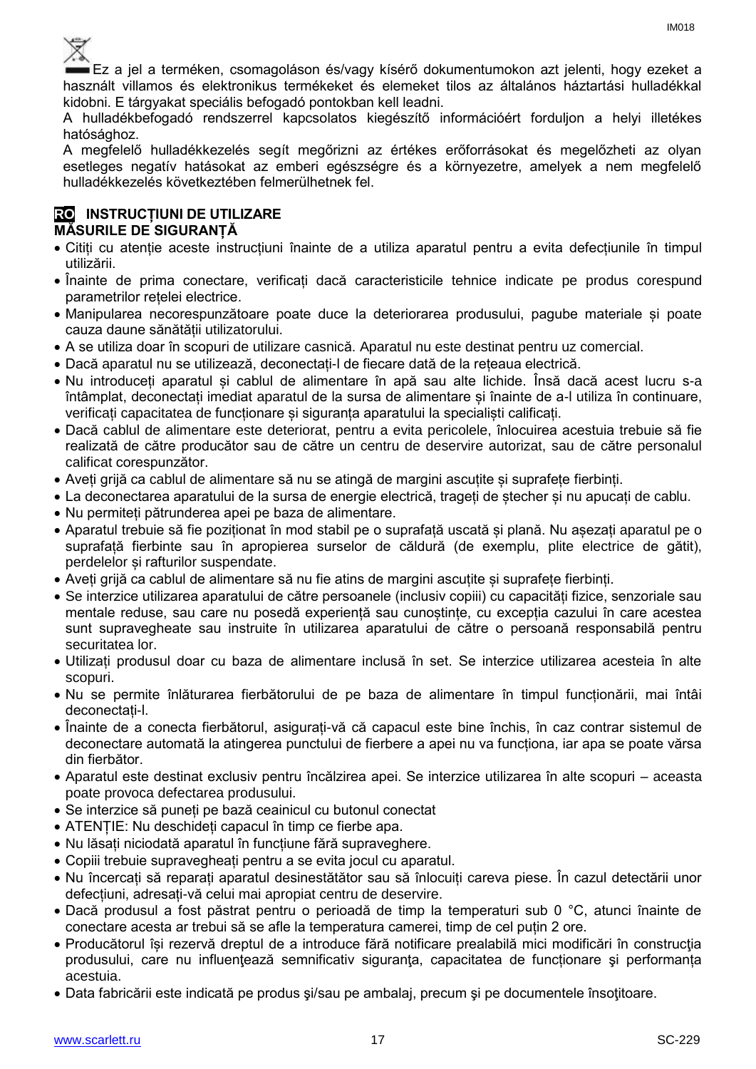Ez a jel a terméken, csomagoláson és/vagy kísérő dokumentumokon azt jelenti, hogy ezeket a használt villamos és elektronikus termékeket és elemeket tilos az általános háztartási hulladékkal kidobni. E tárgyakat speciális befogadó pontokban kell leadni.

A hulladékbefogadó rendszerrel kapcsolatos kiegészítő információért forduljon a helyi illetékes hatósághoz.

A megfelelő hulladékkezelés segít megőrizni az értékes erőforrásokat és megelőzheti az olyan esetleges negatív hatásokat az emberi egészségre és a környezetre, amelyek a nem megfelelő hulladékkezelés következtében felmerülhetnek fel.

## RO INSTRUCȚIUNI DE UTILIZARE

**MĂSURILE DE SIGURANȚĂ**

- Citiți cu atenție aceste instrucțiuni înainte de a utiliza aparatul pentru a evita defecțiunile în timpul utilizării.
- Înainte de prima conectare, verificați dacă caracteristicile tehnice indicate pe produs corespund parametrilor rețelei electrice.
- Manipularea necorespunzătoare poate duce la deteriorarea produsului, pagube materiale și poate cauza daune sănătății utilizatorului.
- A se utiliza doar în scopuri de utilizare casnică. Aparatul nu este destinat pentru uz comercial.
- Dacă aparatul nu se utilizează, deconectați-l de fiecare dată de la rețeaua electrică.
- Nu introduceți aparatul și cablul de alimentare în apă sau alte lichide. Însă dacă acest lucru s-a întâmplat, deconectați imediat aparatul de la sursa de alimentare și înainte de a-l utiliza în continuare, verificați capacitatea de funcționare și siguranța aparatului la specialiști calificați.
- Dacă cablul de alimentare este deteriorat, pentru a evita pericolele, înlocuirea acestuia trebuie să fie realizată de către producător sau de către un centru de deservire autorizat, sau de către personalul calificat corespunzător.
- Aveți grijă ca cablul de alimentare să nu se atingă de margini ascuțite și suprafețe fierbinți.
- La deconectarea aparatului de la sursa de energie electrică, trageți de ștecher și nu apucați de cablu.
- Nu permiteți pătrunderea apei pe baza de alimentare.
- Aparatul trebuie să fie poziționat în mod stabil pe o suprafață uscată și plană. Nu așezați aparatul pe o suprafață fierbinte sau în apropierea surselor de căldură (de exemplu, plite electrice de gătit), perdelelor și rafturilor suspendate.
- Aveți grijă ca cablul de alimentare să nu fie atins de margini ascuțite și suprafețe fierbinți.
- Se interzice utilizarea aparatului de către persoanele (inclusiv copiii) cu capacități fizice, senzoriale sau mentale reduse, sau care nu posedă experiență sau cunoștințe, cu excepția cazului în care acestea sunt supravegheate sau instruite în utilizarea aparatului de către o persoană responsabilă pentru securitatea lor.
- Utilizați produsul doar cu baza de alimentare inclusă în set. Se interzice utilizarea acesteia în alte scopuri.
- Nu se permite înlăturarea fierbătorului de pe baza de alimentare în timpul funcționării, mai întâi deconectați-l.
- Înainte de a conecta fierbătorul, asigurați-vă că capacul este bine închis, în caz contrar sistemul de deconectare automată la atingerea punctului de fierbere a apei nu va funcționa, iar apa se poate vărsa din fierbător.
- Aparatul este destinat exclusiv pentru încălzirea apei. Se interzice utilizarea în alte scopuri – aceasta poate provoca defectarea produsului.
- Se interzice să puneți pe bază ceainicul cu butonul conectat
- ATENȚIE: Nu deschideți capacul în timp ce fierbe apa.
- Nu lăsați niciodată aparatul în funcțiune fără supraveghere.
- Copiii trebuie supravegheați pentru a se evita jocul cu aparatul.
- Nu încercați să reparați aparatul desinestătător sau să înlocuiți careva piese. În cazul detectării unor defecțiuni, adresați-vă celui mai apropiat centru de deservire.
- Dacă produsul a fost păstrat pentru o perioadă de timp la temperaturi sub 0 °C, atunci înainte de conectare acesta ar trebui să se afle la temperatura camerei, timp de cel puțin 2 ore.
- Producătorul își rezervă dreptul de a introduce fără notificare prealabilă mici modificări în construcţia produsului, care nu influenţează semnificativ siguranţa, capacitatea de funcționare şi performanța acestuia.
- Data fabricării este indicată pe produs şi/sau pe ambalaj, precum şi pe documentele însoţitoare.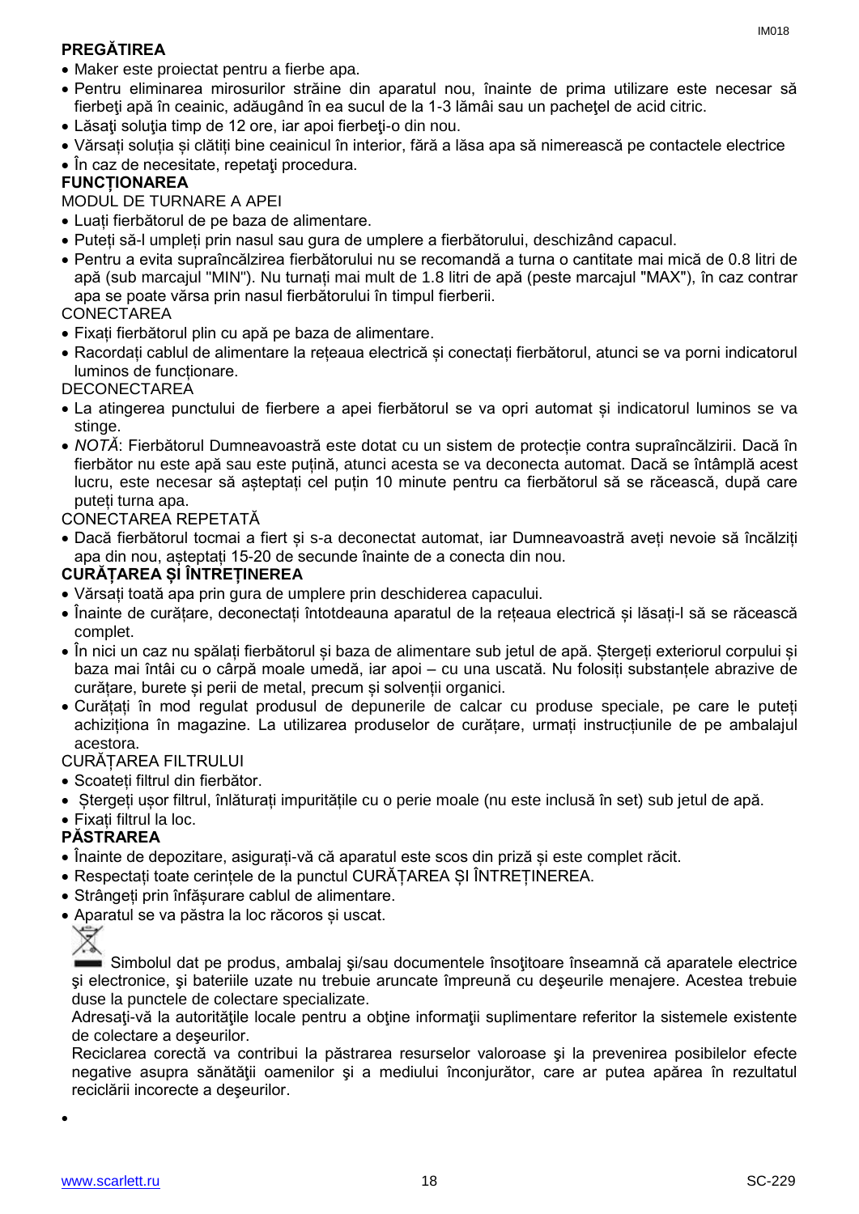**PREGĂTIREA**

- Maker este proiectat pentru a fierbe apa.
- Pentru eliminarea mirosurilor străine din aparatul nou, înainte de prima utilizare este necesar să fierbeţi apă în ceainic, adăugând în ea sucul de la 1-3 lămâi sau un pacheţel de acid citric.
- Lăsaţi soluţia timp de 12 ore, iar apoi fierbeţi-o din nou.
- Vărsați soluția și clătiți bine ceainicul în interior, fără a lăsa apa să nimerească pe contactele electrice
- În caz de necesitate, repetaţi procedura.

**FUNCȚIONAREA**

MODUL DE TURNARE A APEI

- Luați fierbătorul de pe baza de alimentare.
- Puteți să-l umpleți prin nasul sau gura de umplere a fierbătorului, deschizând capacul.
- Pentru a evita supraîncălzirea fierbătorului nu se recomandă a turna o cantitate mai mică de 0.8 litri de apă (sub marcajul "MIN"). Nu turnați mai mult de 1.8 litri de apă (peste marcajul "MAX"), în caz contrar apa se poate vărsa prin nasul fierbătorului în timpul fierberii.

CONECTAREA

- Fixați fierbătorul plin cu apă pe baza de alimentare.
- Racordați cablul de alimentare la rețeaua electrică și conectați fierbătorul, atunci se va porni indicatorul luminos de funcționare.

DECONECTAREA

- La atingerea punctului de fierbere a apei fierbătorul se va opri automat și indicatorul luminos se va stinge.
- *NOTĂ*: Fierbătorul Dumneavoastră este dotat cu un sistem de protecție contra supraîncălzirii. Dacă în fierbător nu este apă sau este puțină, atunci acesta se va deconecta automat. Dacă se întâmplă acest lucru, este necesar să așteptați cel puțin 10 minute pentru ca fierbătorul să se răcească, după care puteți turna apa.

CONECTAREA REPETATĂ

- Dacă fierbătorul tocmai a fiert și s-a deconectat automat, iar Dumneavoastră aveți nevoie să încălziți apa din nou, așteptați 15-20 de secunde înainte de a conecta din nou.

**CURĂȚAREA ȘI ÎNTREȚINEREA**

- Vărsați toată apa prin gura de umplere prin deschiderea capacului.
- Înainte de curățare, deconectați întotdeauna aparatul de la rețeaua electrică și lăsați-l să se răcească complet.
- În nici un caz nu spălați fierbătorul și baza de alimentare sub jetul de apă. Ștergeți exteriorul corpului și baza mai întâi cu o cârpă moale umedă, iar apoi – cu una uscată. Nu folosiți substanțele abrazive de curățare, burete și perii de metal, precum și solvenții organici.
- Curățați în mod regulat produsul de depunerile de calcar cu produse speciale, pe care le puteți achiziționa în magazine. La utilizarea produselor de curățare, urmați instrucțiunile de pe ambalajul acestora.

CURĂȚAREA FILTRULUI

- Scoateți filtrul din fierbător.
- Ștergeți ușor filtrul, înlăturați impuritățile cu o perie moale (nu este inclusă în set) sub jetul de apă.
- Fixați filtrul la loc.

**PĂSTRAREA**

- Înainte de depozitare, asigurați-vă că aparatul este scos din priză și este complet răcit.
- Respectați toate cerințele de la punctul CURĂȚAREA ȘI ÎNTREȚINEREA.
- Strângeți prin înfășurare cablul de alimentare.
- Aparatul se va păstra la loc răcoros și uscat.

Simbolul dat pe produs, ambalaj şi/sau documentele însoţitoare înseamnă că aparatele electrice şi electronice, şi bateriile uzate nu trebuie aruncate împreună cu deşeurile menajere. Acestea trebuie duse la punctele de colectare specializate.

Adresaţi-vă la autorităţile locale pentru a obţine informaţii suplimentare referitor la sistemele existente de colectare a deşeurilor.

Reciclarea corectă va contribui la păstrarea resurselor valoroase şi la prevenirea posibilelor efecte negative asupra sănătăţii oamenilor şi a mediului înconjurător, care ar putea apărea în rezultatul reciclării incorecte a deşeurilor.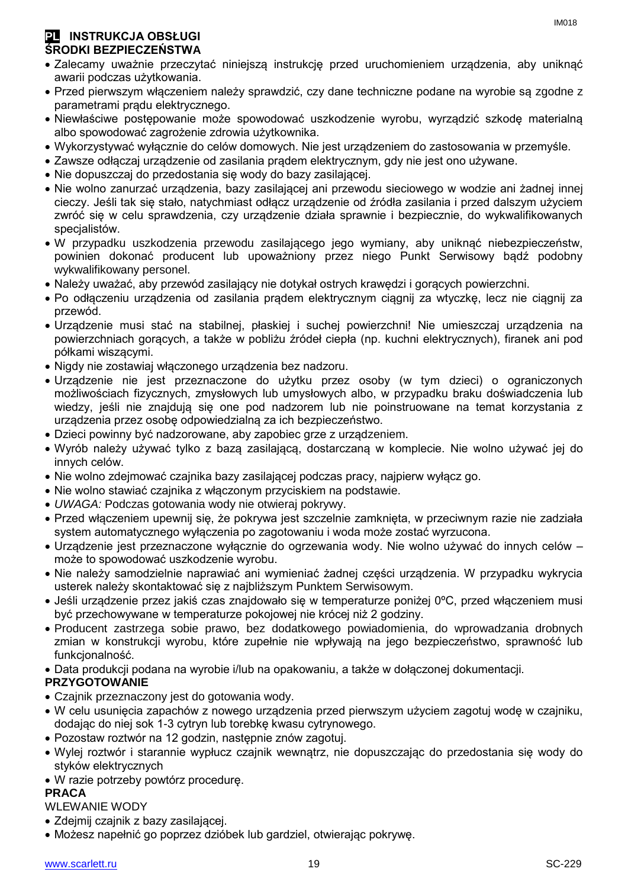## PL INSTRUKCJA OBSŁUGI

**ŚRODKI BEZPIECZEŃSTWA**

- Zalecamy uważnie przeczytać niniejszą instrukcję przed uruchomieniem urządzenia, aby uniknąć awarii podczas użytkowania.
- Przed pierwszym włączeniem należy sprawdzić, czy dane techniczne podane na wyrobie są zgodne z parametrami prądu elektrycznego.
- Niewłaściwe postępowanie może spowodować uszkodzenie wyrobu, wyrządzić szkodę materialną albo spowodować zagrożenie zdrowia użytkownika.
- Wykorzystywać wyłącznie do celów domowych. Nie jest urządzeniem do zastosowania w przemyśle.
- Zawsze odłączaj urządzenie od zasilania prądem elektrycznym, gdy nie jest ono używane.
- Nie dopuszczaj do przedostania się wody do bazy zasilającej.
- Nie wolno zanurzać urządzenia, bazy zasilającej ani przewodu sieciowego w wodzie ani żadnej innej cieczy. Jeśli tak się stało, natychmiast odłącz urządzenie od źródła zasilania i przed dalszym użyciem zwróć się w celu sprawdzenia, czy urządzenie działa sprawnie i bezpiecznie, do wykwalifikowanych specjalistów.
- W przypadku uszkodzenia przewodu zasilającego jego wymiany, aby uniknąć niebezpieczeństw, powinien dokonać producent lub upoważniony przez niego Punkt Serwisowy bądź podobny wykwalifikowany personel.
- Należy uważać, aby przewód zasilający nie dotykał ostrych krawędzi i gorących powierzchni.
- Po odłączeniu urządzenia od zasilania prądem elektrycznym ciągnij za wtyczkę, lecz nie ciągnij za przewód.
- Urządzenie musi stać na stabilnej, płaskiej i suchej powierzchni! Nie umieszczaj urządzenia na powierzchniach gorących, a także w pobliżu źródeł ciepła (np. kuchni elektrycznych), firanek ani pod półkami wiszącymi.
- Nigdy nie zostawiaj włączonego urządzenia bez nadzoru.
- Urządzenie nie jest przeznaczone do użytku przez osoby (w tym dzieci) o ograniczonych możliwościach fizycznych, zmysłowych lub umysłowych albo, w przypadku braku doświadczenia lub wiedzy, jeśli nie znajdują się one pod nadzorem lub nie poinstruowane na temat korzystania z urządzenia przez osobę odpowiedzialną za ich bezpieczeństwo.
- Dzieci powinny być nadzorowane, aby zapobiec grze z urządzeniem.
- Wyrób należy używać tylko z bazą zasilającą, dostarczaną w komplecie. Nie wolno używać jej do innych celów.
- Nie wolno zdejmować czajnika bazy zasilającej podczas pracy, najpierw wyłącz go.
- Nie wolno stawiać czajnika z włączonym przyciskiem na podstawie.
- *UWAGA:* Podczas gotowania wody nie otwieraj pokrywy.
- Przed włączeniem upewnij się, że pokrywa jest szczelnie zamknięta, w przeciwnym razie nie zadziała system automatycznego wyłączenia po zagotowaniu i woda może zostać wyrzucona.
- Urządzenie jest przeznaczone wyłącznie do ogrzewania wody. Nie wolno używać do innych celów – może to spowodować uszkodzenie wyrobu.
- Nie należy samodzielnie naprawiać ani wymieniać żadnej części urządzenia. W przypadku wykrycia usterek należy skontaktować się z najbliższym Punktem Serwisowym.
- Jeśli urządzenie przez jakiś czas znajdowało się w temperaturze poniżej 0ºC, przed włączeniem musi być przechowywane w temperaturze pokojowej nie krócej niż 2 godziny.
- Producent zastrzega sobie prawo, bez dodatkowego powiadomienia, do wprowadzania drobnych zmian w konstrukcji wyrobu, które zupełnie nie wpływają na jego bezpieczeństwo, sprawność lub funkcjonalność.
- Data produkcji podana na wyrobie i/lub na opakowaniu, a także w dołączonej dokumentacji.

**PRZYGOTOWANIE**

- Czajnik przeznaczony jest do gotowania wody.
- W celu usunięcia zapachów z nowego urządzenia przed pierwszym użyciem zagotuj wodę w czajniku, dodając do niej sok 1-3 cytryn lub torebkę kwasu cytrynowego.
- Pozostaw roztwór na 12 godzin, następnie znów zagotuj.
- Wylej roztwór i starannie wypłucz czajnik wewnątrz, nie dopuszczając do przedostania się wody do styków elektrycznych
- W razie potrzeby powtórz procedurę.

**PRACA**

WLEWANIE WODY

- Zdejmij czajnik z bazy zasilającej.
- Możesz napełnić go poprzez dzióbek lub gardziel, otwierając pokrywę.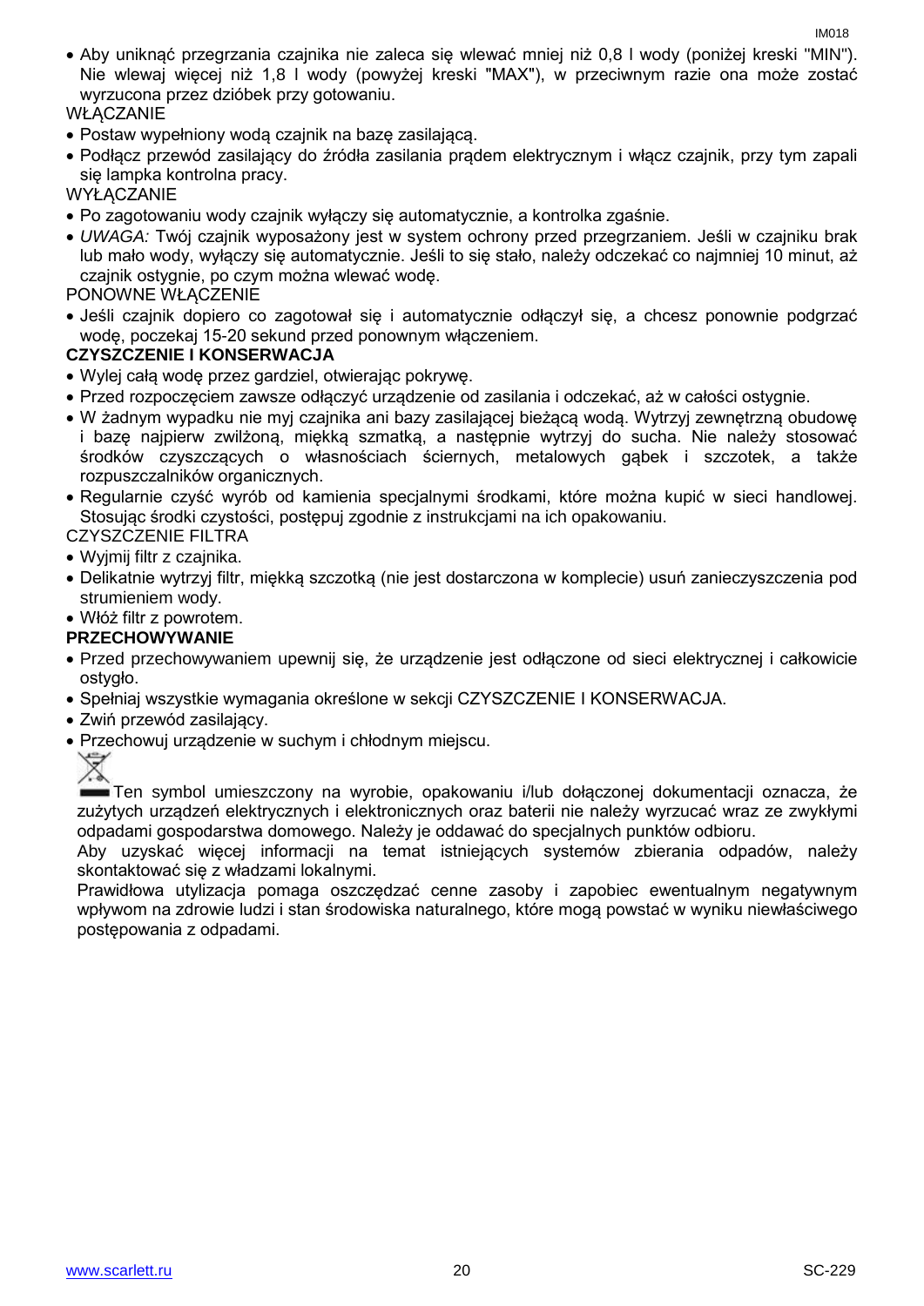- Aby uniknąć przegrzania czajnika nie zaleca się wlewać mniej niż 0,8 l wody (poniżej kreski "MIN"). Nie wlewaj więcej niż 1,8 l wody (powyżej kreski "MAX"), w przeciwnym razie ona może zostać wyrzucona przez dzióbek przy gotowaniu.

WŁĄCZANIE

- Postaw wypełniony wodą czajnik na bazę zasilającą.
- Podłącz przewód zasilający do źródła zasilania prądem elektrycznym i włącz czajnik, przy tym zapali się lampka kontrolna pracy.

WYŁĄCZANIE

- Po zagotowaniu wody czajnik wyłączy się automatycznie, a kontrolka zgaśnie.
- *UWAGA:* Twój czajnik wyposażony jest w system ochrony przed przegrzaniem. Jeśli w czajniku brak lub mało wody, wyłączy się automatycznie. Jeśli to się stało, należy odczekać co najmniej 10 minut, aż czajnik ostygnie, po czym można wlewać wodę.

PONOWNE WŁĄCZENIE

- Jeśli czajnik dopiero co zagotował się i automatycznie odłączył się, a chcesz ponownie podgrzać wodę, poczekaj 15-20 sekund przed ponownym włączeniem.

**CZYSZCZENIE I KONSERWACJA**

- Wylej całą wodę przez gardziel, otwierając pokrywę.
- Przed rozpoczęciem zawsze odłączyć urządzenie od zasilania i odczekać, aż w całości ostygnie.
- W żadnym wypadku nie myj czajnika ani bazy zasilającej bieżącą wodą. Wytrzyj zewnętrzną obudowę i bazę najpierw zwilżoną, miękką szmatką, a następnie wytrzyj do sucha. Nie należy stosować środków czyszczących o własnościach ściernych, metalowych gąbek i szczotek, a także rozpuszczalników organicznych.
- Regularnie czyść wyrób od kamienia specjalnymi środkami, które można kupić w sieci handlowej. Stosując środki czystości, postępuj zgodnie z instrukcjami na ich opakowaniu.

CZYSZCZENIE FILTRA

- Wyjmij filtr z czajnika.
- Delikatnie wytrzyj filtr, miękką szczotką (nie jest dostarczona w komplecie) usuń zanieczyszczenia pod strumieniem wody.
- Włóż filtr z powrotem.

**PRZECHOWYWANIE**

- Przed przechowywaniem upewnij się, że urządzenie jest odłączone od sieci elektrycznej i całkowicie ostygło.
- Spełniaj wszystkie wymagania określone w sekcji CZYSZCZENIE I KONSERWACJA.
- Zwiń przewód zasilający.
- Przechowuj urządzenie w suchym i chłodnym miejscu.

Ten symbol umieszczony na wyrobie, opakowaniu i/lub dołączonej dokumentacji oznacza, że zużytych urządzeń elektrycznych i elektronicznych oraz baterii nie należy wyrzucać wraz ze zwykłymi odpadami gospodarstwa domowego. Należy je oddawać do specjalnych punktów odbioru.

Aby uzyskać więcej informacji na temat istniejących systemów zbierania odpadów, należy skontaktować się z władzami lokalnymi.

Prawidłowa utylizacja pomaga oszczędzać cenne zasoby i zapobiec ewentualnym negatywnym wpływom na zdrowie ludzi i stan środowiska naturalnego, które mogą powstać w wyniku niewłaściwego postępowania z odpadami.